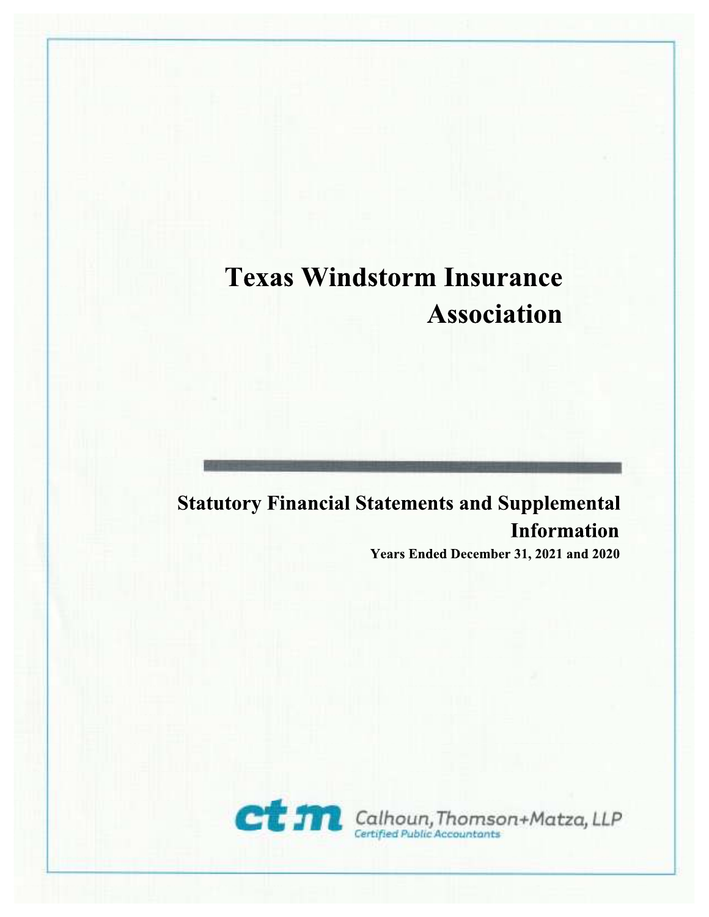# Texas Windstorm Insurance Association

## Statutory Financial Statements and Supplemental Information

**Years Ended December 31, 2021 and 2020**

Calhoun, Thomson+Matza, LLP
Certified Public Accountants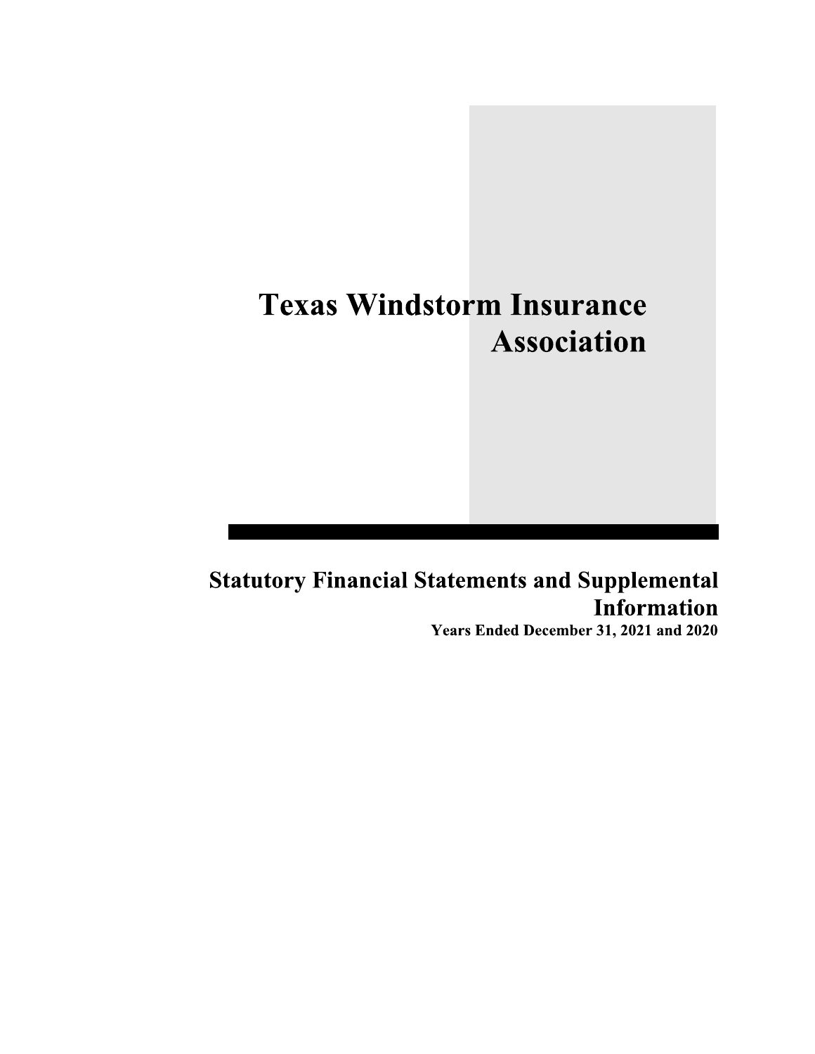# Texas Windstorm Insurance Association

## Statutory Financial Statements and Supplemental Information

**Years Ended December 31, 2021 and 2020**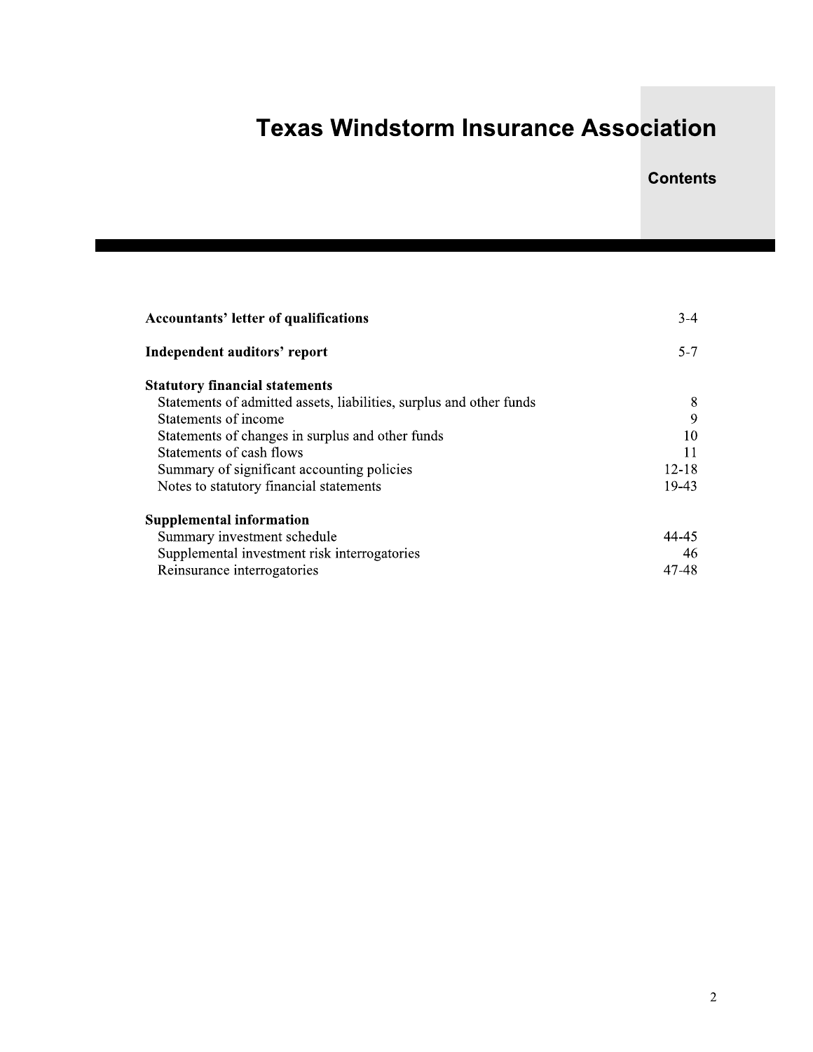# Texas Windstorm Insurance Association

## Contents

| | |
|---|---|
| **Accountants' letter of qualifications** | 3-4 |
| **Independent auditors' report** | 5-7 |
| **Statutory financial statements** | |
| Statements of admitted assets, liabilities, surplus and other funds | 8 |
| Statements of income | 9 |
| Statements of changes in surplus and other funds | 10 |
| Statements of cash flows | 11 |
| Summary of significant accounting policies | 12-18 |
| Notes to statutory financial statements | 19-43 |
| **Supplemental information** | |
| Summary investment schedule | 44-45 |
| Supplemental investment risk interrogatories | 46 |
| Reinsurance interrogatories | 47-48 |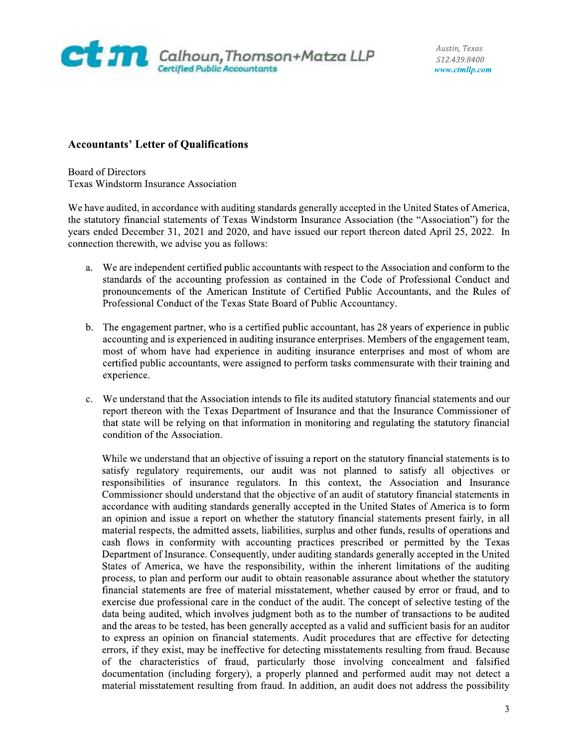Calhoun, Thomson+Matza LLP
Certified Public Accountants

Austin, Texas
512.439.8400
www.ctmllp.com

## Accountants' Letter of Qualifications

Board of Directors
Texas Windstorm Insurance Association

We have audited, in accordance with auditing standards generally accepted in the United States of America, the statutory financial statements of Texas Windstorm Insurance Association (the "Association") for the years ended December 31, 2021 and 2020, and have issued our report thereon dated April 25, 2022. In connection therewith, we advise you as follows:

a. We are independent certified public accountants with respect to the Association and conform to the standards of the accounting profession as contained in the Code of Professional Conduct and pronouncements of the American Institute of Certified Public Accountants, and the Rules of Professional Conduct of the Texas State Board of Public Accountancy.

b. The engagement partner, who is a certified public accountant, has 28 years of experience in public accounting and is experienced in auditing insurance enterprises. Members of the engagement team, most of whom have had experience in auditing insurance enterprises and most of whom are certified public accountants, were assigned to perform tasks commensurate with their training and experience.

c. We understand that the Association intends to file its audited statutory financial statements and our report thereon with the Texas Department of Insurance and that the Insurance Commissioner of that state will be relying on that information in monitoring and regulating the statutory financial condition of the Association.

   While we understand that an objective of issuing a report on the statutory financial statements is to satisfy regulatory requirements, our audit was not planned to satisfy all objectives or responsibilities of insurance regulators. In this context, the Association and Insurance Commissioner should understand that the objective of an audit of statutory financial statements in accordance with auditing standards generally accepted in the United States of America is to form an opinion and issue a report on whether the statutory financial statements present fairly, in all material respects, the admitted assets, liabilities, surplus and other funds, results of operations and cash flows in conformity with accounting practices prescribed or permitted by the Texas Department of Insurance. Consequently, under auditing standards generally accepted in the United States of America, we have the responsibility, within the inherent limitations of the auditing process, to plan and perform our audit to obtain reasonable assurance about whether the statutory financial statements are free of material misstatement, whether caused by error or fraud, and to exercise due professional care in the conduct of the audit. The concept of selective testing of the data being audited, which involves judgment both as to the number of transactions to be audited and the areas to be tested, has been generally accepted as a valid and sufficient basis for an auditor to express an opinion on financial statements. Audit procedures that are effective for detecting errors, if they exist, may be ineffective for detecting misstatements resulting from fraud. Because of the characteristics of fraud, particularly those involving concealment and falsified documentation (including forgery), a properly planned and performed audit may not detect a material misstatement resulting from fraud. In addition, an audit does not address the possibility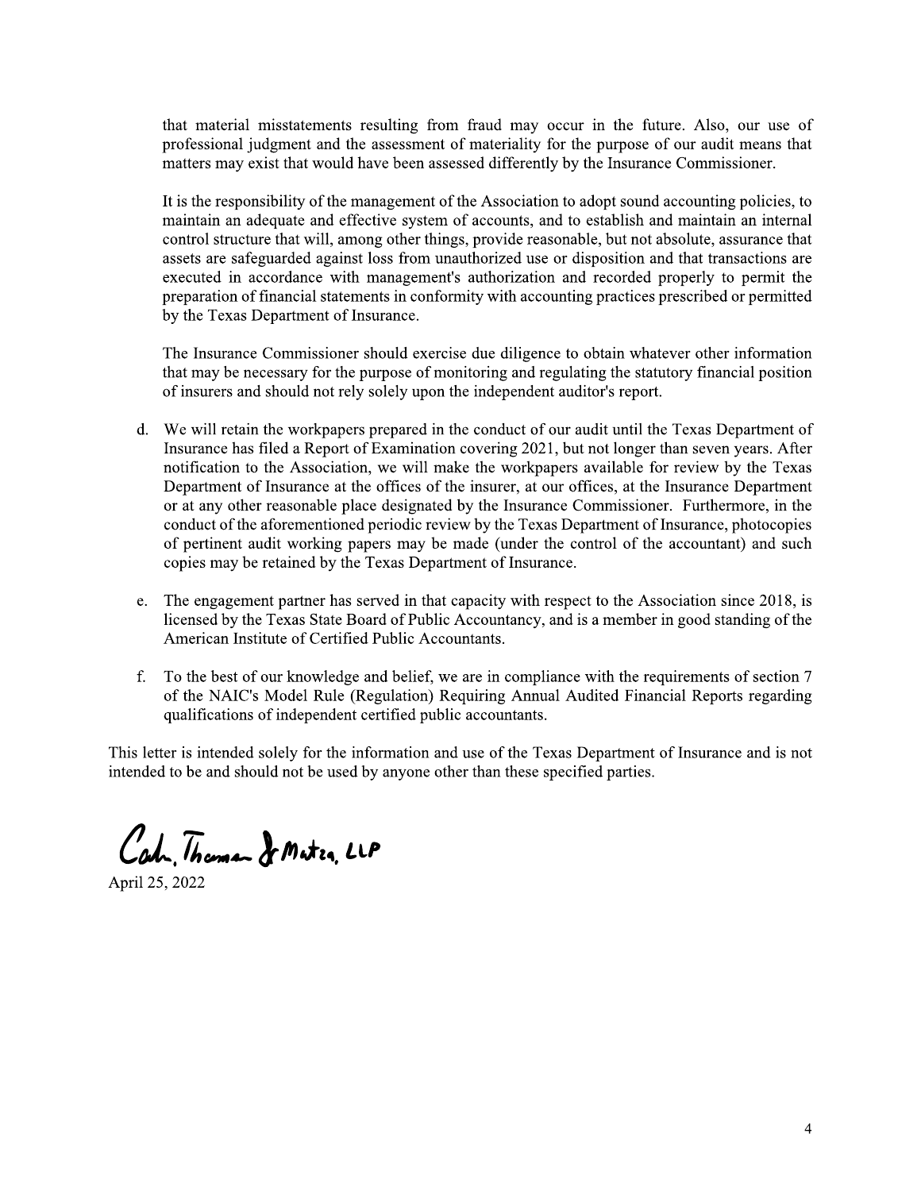that material misstatements resulting from fraud may occur in the future. Also, our use of professional judgment and the assessment of materiality for the purpose of our audit means that matters may exist that would have been assessed differently by the Insurance Commissioner.

It is the responsibility of the management of the Association to adopt sound accounting policies, to maintain an adequate and effective system of accounts, and to establish and maintain an internal control structure that will, among other things, provide reasonable, but not absolute, assurance that assets are safeguarded against loss from unauthorized use or disposition and that transactions are executed in accordance with management's authorization and recorded properly to permit the preparation of financial statements in conformity with accounting practices prescribed or permitted by the Texas Department of Insurance.

The Insurance Commissioner should exercise due diligence to obtain whatever other information that may be necessary for the purpose of monitoring and regulating the statutory financial position of insurers and should not rely solely upon the independent auditor's report.

d. We will retain the workpapers prepared in the conduct of our audit until the Texas Department of Insurance has filed a Report of Examination covering 2021, but not longer than seven years. After notification to the Association, we will make the workpapers available for review by the Texas Department of Insurance at the offices of the insurer, at our offices, at the Insurance Department or at any other reasonable place designated by the Insurance Commissioner. Furthermore, in the conduct of the aforementioned periodic review by the Texas Department of Insurance, photocopies of pertinent audit working papers may be made (under the control of the accountant) and such copies may be retained by the Texas Department of Insurance.

e. The engagement partner has served in that capacity with respect to the Association since 2018, is licensed by the Texas State Board of Public Accountancy, and is a member in good standing of the American Institute of Certified Public Accountants.

f. To the best of our knowledge and belief, we are in compliance with the requirements of section 7 of the NAIC's Model Rule (Regulation) Requiring Annual Audited Financial Reports regarding qualifications of independent certified public accountants.

This letter is intended solely for the information and use of the Texas Department of Insurance and is not intended to be and should not be used by anyone other than these specified parties.

Calhoun, Thomson & Matza, LLP

April 25, 2022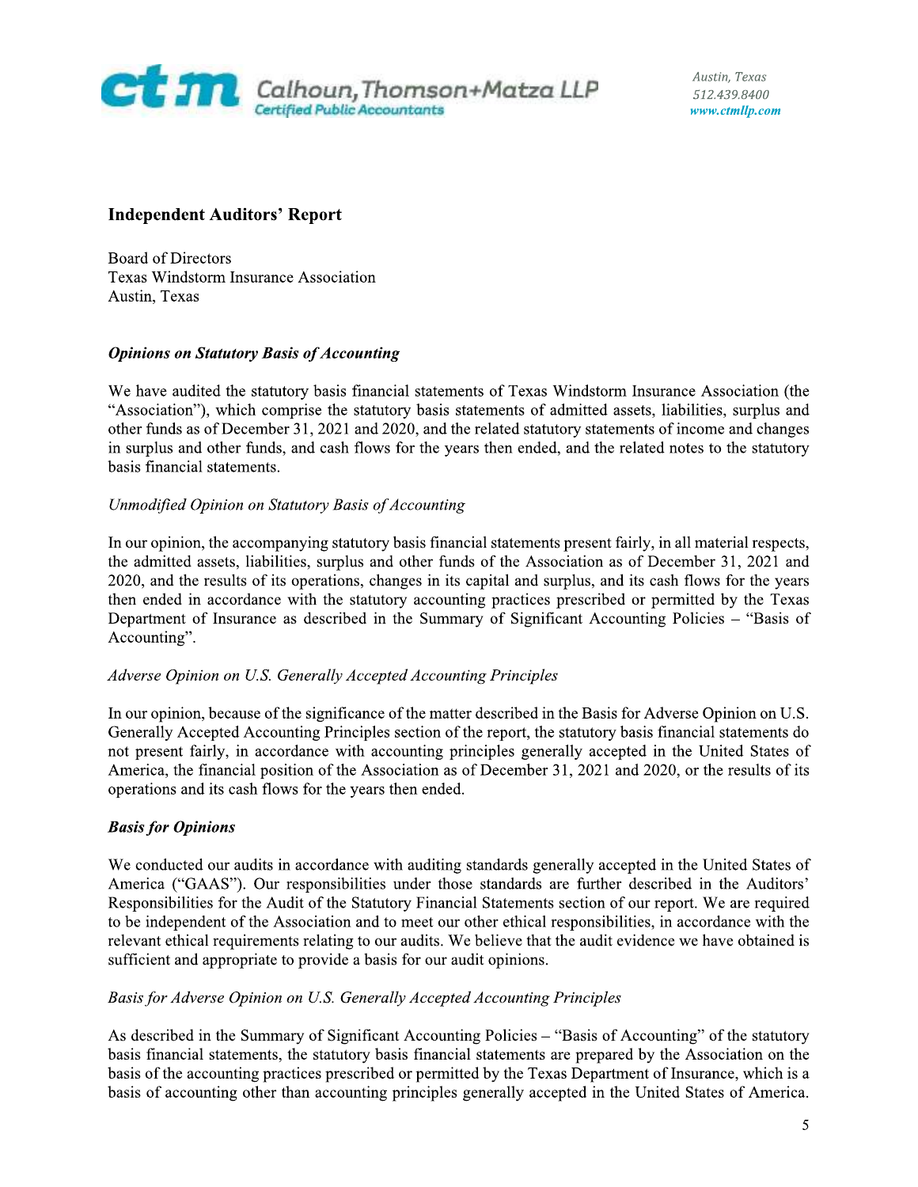Calhoun, Thomson + Matza LLP
Certified Public Accountants

Austin, Texas
512.439.8400
www.ctmllp.com

## Independent Auditors' Report

Board of Directors
Texas Windstorm Insurance Association
Austin, Texas

### *Opinions on Statutory Basis of Accounting*

We have audited the statutory basis financial statements of Texas Windstorm Insurance Association (the "Association"), which comprise the statutory basis statements of admitted assets, liabilities, surplus and other funds as of December 31, 2021 and 2020, and the related statutory statements of income and changes in surplus and other funds, and cash flows for the years then ended, and the related notes to the statutory basis financial statements.

*Unmodified Opinion on Statutory Basis of Accounting*

In our opinion, the accompanying statutory basis financial statements present fairly, in all material respects, the admitted assets, liabilities, surplus and other funds of the Association as of December 31, 2021 and 2020, and the results of its operations, changes in its capital and surplus, and its cash flows for the years then ended in accordance with the statutory accounting practices prescribed or permitted by the Texas Department of Insurance as described in the Summary of Significant Accounting Policies – "Basis of Accounting".

*Adverse Opinion on U.S. Generally Accepted Accounting Principles*

In our opinion, because of the significance of the matter described in the Basis for Adverse Opinion on U.S. Generally Accepted Accounting Principles section of the report, the statutory basis financial statements do not present fairly, in accordance with accounting principles generally accepted in the United States of America, the financial position of the Association as of December 31, 2021 and 2020, or the results of its operations and its cash flows for the years then ended.

### *Basis for Opinions*

We conducted our audits in accordance with auditing standards generally accepted in the United States of America ("GAAS"). Our responsibilities under those standards are further described in the Auditors' Responsibilities for the Audit of the Statutory Financial Statements section of our report. We are required to be independent of the Association and to meet our other ethical responsibilities, in accordance with the relevant ethical requirements relating to our audits. We believe that the audit evidence we have obtained is sufficient and appropriate to provide a basis for our audit opinions.

*Basis for Adverse Opinion on U.S. Generally Accepted Accounting Principles*

As described in the Summary of Significant Accounting Policies – "Basis of Accounting" of the statutory basis financial statements, the statutory basis financial statements are prepared by the Association on the basis of the accounting practices prescribed or permitted by the Texas Department of Insurance, which is a basis of accounting other than accounting principles generally accepted in the United States of America.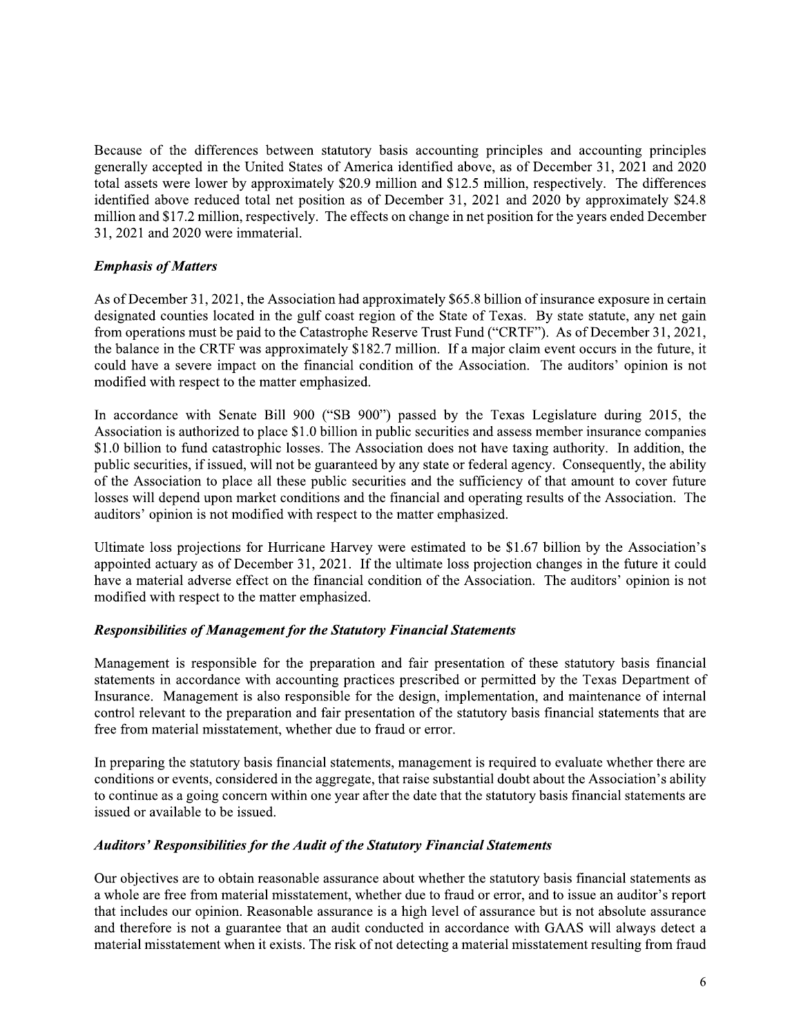Because of the differences between statutory basis accounting principles and accounting principles generally accepted in the United States of America identified above, as of December 31, 2021 and 2020 total assets were lower by approximately $20.9 million and $12.5 million, respectively. The differences identified above reduced total net position as of December 31, 2021 and 2020 by approximately $24.8 million and $17.2 million, respectively. The effects on change in net position for the years ended December 31, 2021 and 2020 were immaterial.

### *Emphasis of Matters*

As of December 31, 2021, the Association had approximately $65.8 billion of insurance exposure in certain designated counties located in the gulf coast region of the State of Texas. By state statute, any net gain from operations must be paid to the Catastrophe Reserve Trust Fund ("CRTF"). As of December 31, 2021, the balance in the CRTF was approximately $182.7 million. If a major claim event occurs in the future, it could have a severe impact on the financial condition of the Association. The auditors' opinion is not modified with respect to the matter emphasized.

In accordance with Senate Bill 900 ("SB 900") passed by the Texas Legislature during 2015, the Association is authorized to place $1.0 billion in public securities and assess member insurance companies $1.0 billion to fund catastrophic losses. The Association does not have taxing authority. In addition, the public securities, if issued, will not be guaranteed by any state or federal agency. Consequently, the ability of the Association to place all these public securities and the sufficiency of that amount to cover future losses will depend upon market conditions and the financial and operating results of the Association. The auditors' opinion is not modified with respect to the matter emphasized.

Ultimate loss projections for Hurricane Harvey were estimated to be $1.67 billion by the Association's appointed actuary as of December 31, 2021. If the ultimate loss projection changes in the future it could have a material adverse effect on the financial condition of the Association. The auditors' opinion is not modified with respect to the matter emphasized.

### *Responsibilities of Management for the Statutory Financial Statements*

Management is responsible for the preparation and fair presentation of these statutory basis financial statements in accordance with accounting practices prescribed or permitted by the Texas Department of Insurance. Management is also responsible for the design, implementation, and maintenance of internal control relevant to the preparation and fair presentation of the statutory basis financial statements that are free from material misstatement, whether due to fraud or error.

In preparing the statutory basis financial statements, management is required to evaluate whether there are conditions or events, considered in the aggregate, that raise substantial doubt about the Association's ability to continue as a going concern within one year after the date that the statutory basis financial statements are issued or available to be issued.

### *Auditors' Responsibilities for the Audit of the Statutory Financial Statements*

Our objectives are to obtain reasonable assurance about whether the statutory basis financial statements as a whole are free from material misstatement, whether due to fraud or error, and to issue an auditor's report that includes our opinion. Reasonable assurance is a high level of assurance but is not absolute assurance and therefore is not a guarantee that an audit conducted in accordance with GAAS will always detect a material misstatement when it exists. The risk of not detecting a material misstatement resulting from fraud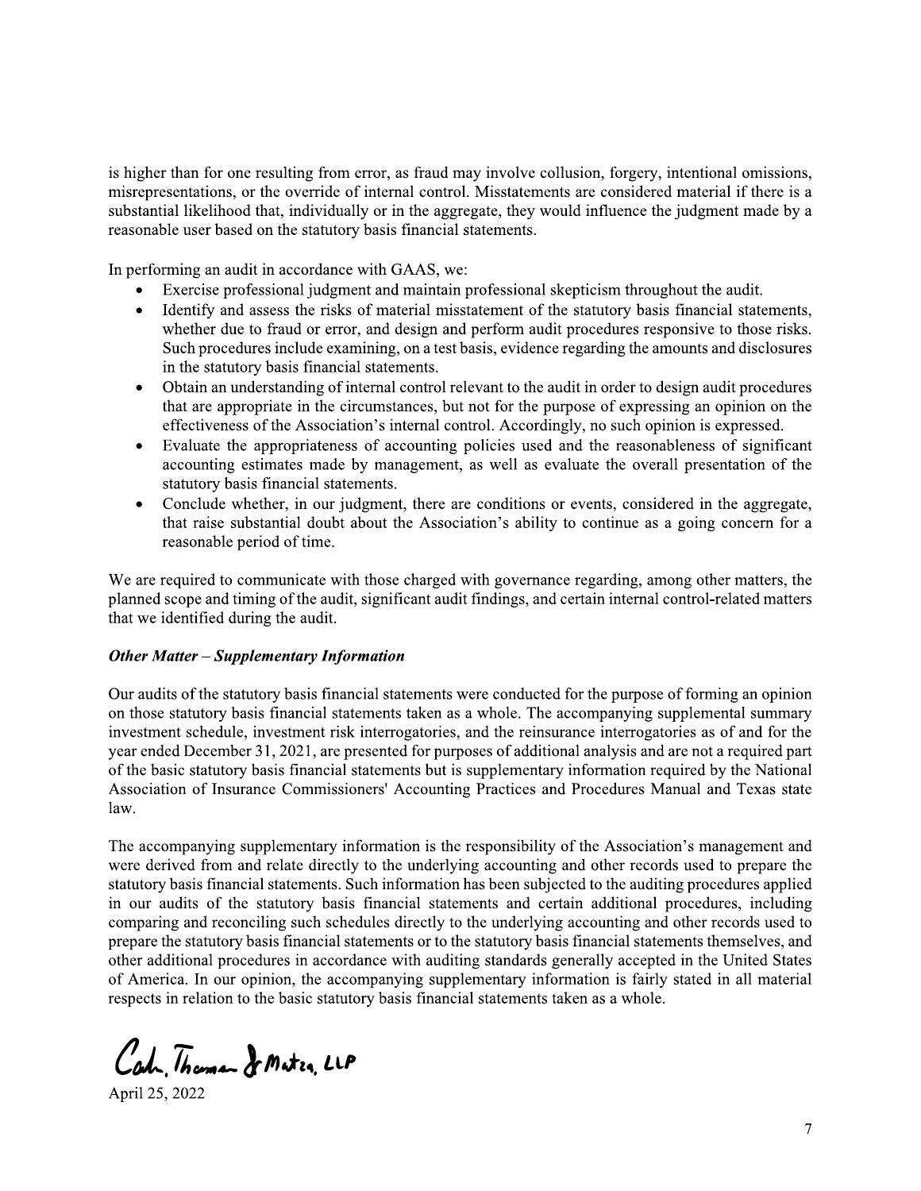is higher than for one resulting from error, as fraud may involve collusion, forgery, intentional omissions, misrepresentations, or the override of internal control. Misstatements are considered material if there is a substantial likelihood that, individually or in the aggregate, they would influence the judgment made by a reasonable user based on the statutory basis financial statements.

In performing an audit in accordance with GAAS, we:

- Exercise professional judgment and maintain professional skepticism throughout the audit.
- Identify and assess the risks of material misstatement of the statutory basis financial statements, whether due to fraud or error, and design and perform audit procedures responsive to those risks. Such procedures include examining, on a test basis, evidence regarding the amounts and disclosures in the statutory basis financial statements.
- Obtain an understanding of internal control relevant to the audit in order to design audit procedures that are appropriate in the circumstances, but not for the purpose of expressing an opinion on the effectiveness of the Association's internal control. Accordingly, no such opinion is expressed.
- Evaluate the appropriateness of accounting policies used and the reasonableness of significant accounting estimates made by management, as well as evaluate the overall presentation of the statutory basis financial statements.
- Conclude whether, in our judgment, there are conditions or events, considered in the aggregate, that raise substantial doubt about the Association's ability to continue as a going concern for a reasonable period of time.

We are required to communicate with those charged with governance regarding, among other matters, the planned scope and timing of the audit, significant audit findings, and certain internal control-related matters that we identified during the audit.

***Other Matter – Supplementary Information***

Our audits of the statutory basis financial statements were conducted for the purpose of forming an opinion on those statutory basis financial statements taken as a whole. The accompanying supplemental summary investment schedule, investment risk interrogatories, and the reinsurance interrogatories as of and for the year ended December 31, 2021, are presented for purposes of additional analysis and are not a required part of the basic statutory basis financial statements but is supplementary information required by the National Association of Insurance Commissioners' Accounting Practices and Procedures Manual and Texas state law.

The accompanying supplementary information is the responsibility of the Association's management and were derived from and relate directly to the underlying accounting and other records used to prepare the statutory basis financial statements. Such information has been subjected to the auditing procedures applied in our audits of the statutory basis financial statements and certain additional procedures, including comparing and reconciling such schedules directly to the underlying accounting and other records used to prepare the statutory basis financial statements or to the statutory basis financial statements themselves, and other additional procedures in accordance with auditing standards generally accepted in the United States of America. In our opinion, the accompanying supplementary information is fairly stated in all material respects in relation to the basic statutory basis financial statements taken as a whole.

Calhoun, Thomson & Matza, LLP

April 25, 2022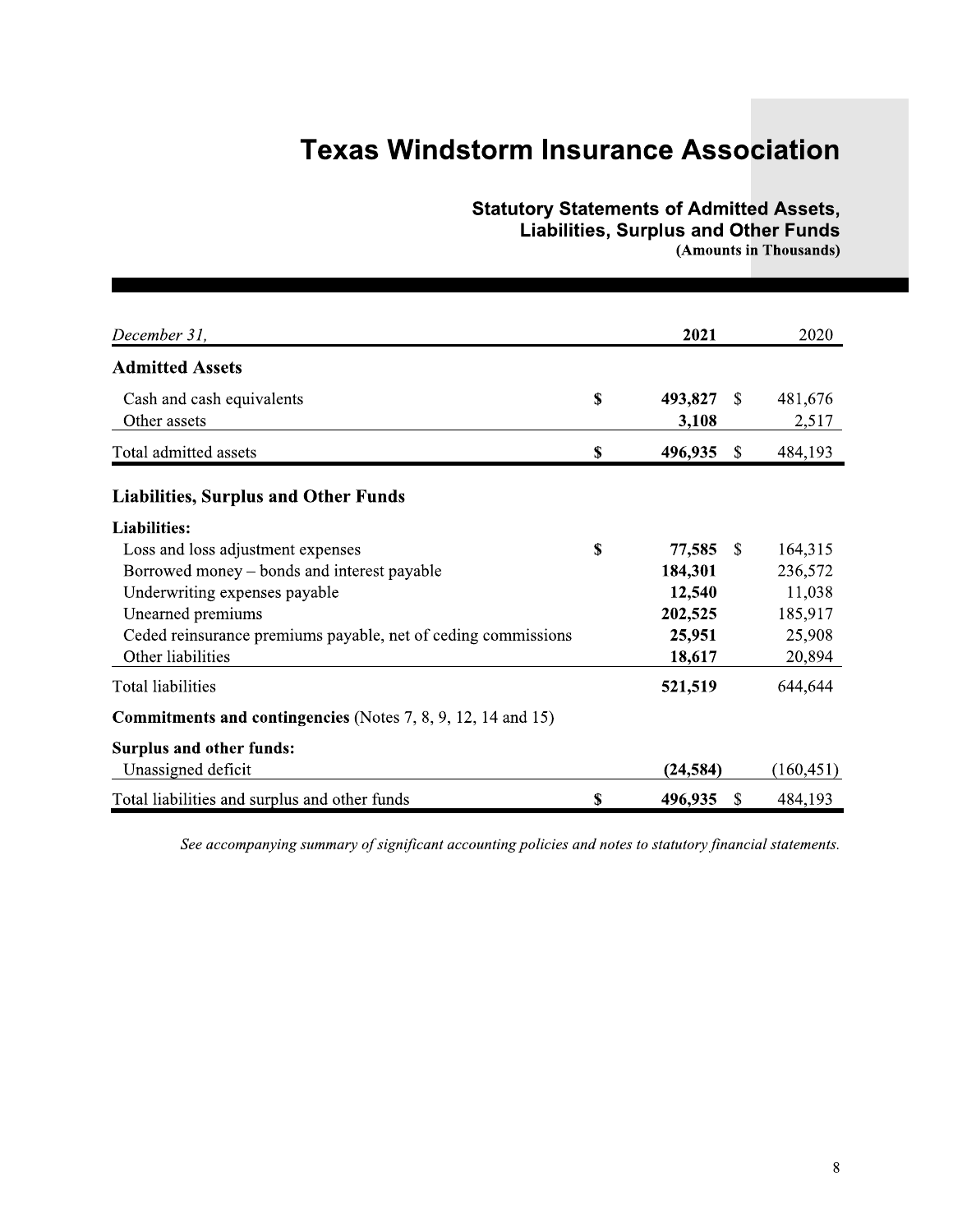# Texas Windstorm Insurance Association

## Statutory Statements of Admitted Assets, Liabilities, Surplus and Other Funds

**(Amounts in Thousands)**

| *December 31,* | | **2021** | | 2020 |
|---|---|---|---|---|
| **Admitted Assets** | | | | |
| Cash and cash equivalents | **$** | **493,827** | $ | 481,676 |
| Other assets | | **3,108** | | 2,517 |
| Total admitted assets | **$** | **496,935** | $ | 484,193 |
| **Liabilities, Surplus and Other Funds** | | | | |
| **Liabilities:** | | | | |
| Loss and loss adjustment expenses | **$** | **77,585** | $ | 164,315 |
| Borrowed money – bonds and interest payable | | **184,301** | | 236,572 |
| Underwriting expenses payable | | **12,540** | | 11,038 |
| Unearned premiums | | **202,525** | | 185,917 |
| Ceded reinsurance premiums payable, net of ceding commissions | | **25,951** | | 25,908 |
| Other liabilities | | **18,617** | | 20,894 |
| Total liabilities | | **521,519** | | 644,644 |
| **Commitments and contingencies** (Notes 7, 8, 9, 12, 14 and 15) | | | | |
| **Surplus and other funds:** | | | | |
| Unassigned deficit | | **(24,584)** | | (160,451) |
| Total liabilities and surplus and other funds | **$** | **496,935** | $ | 484,193 |

*See accompanying summary of significant accounting policies and notes to statutory financial statements.*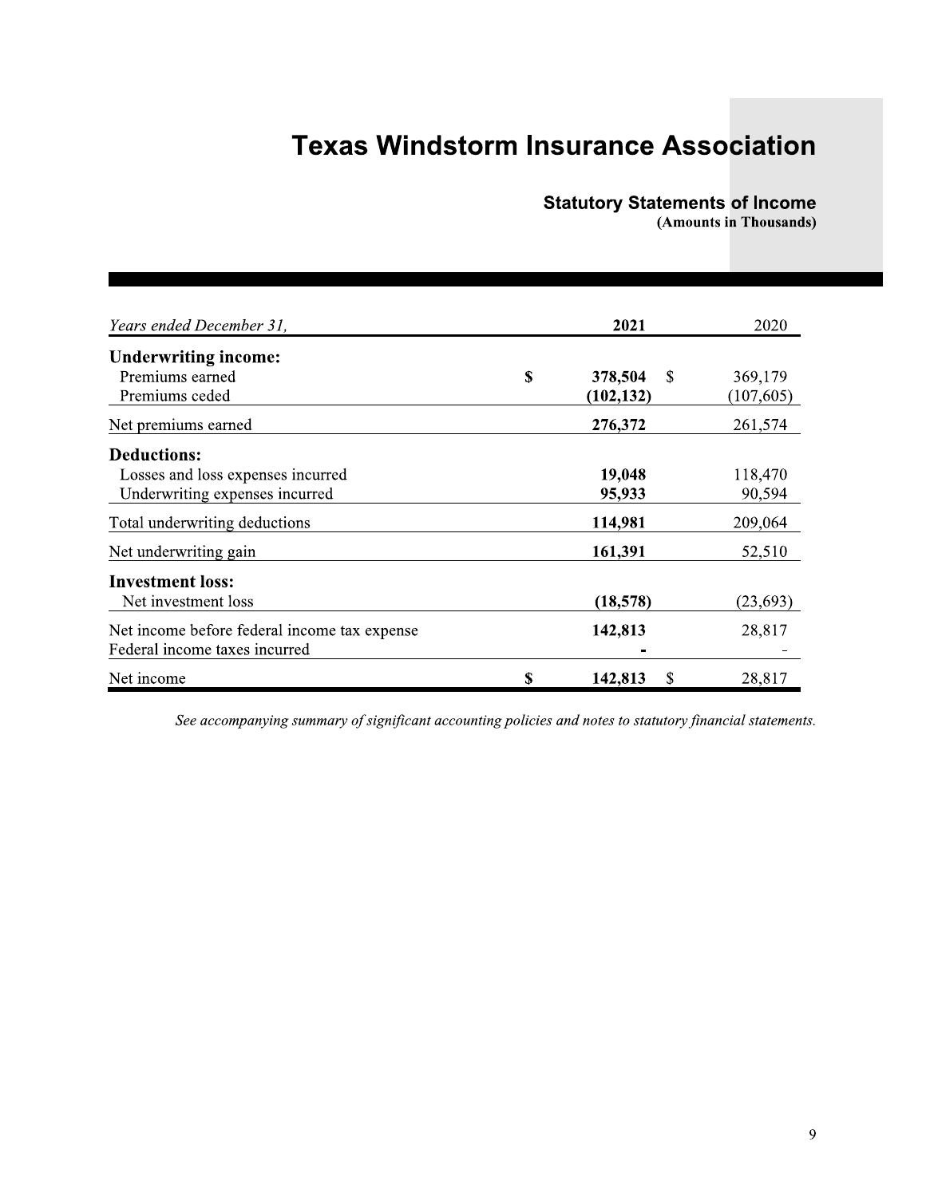# Texas Windstorm Insurance Association

## Statutory Statements of Income

**(Amounts in Thousands)**

| *Years ended December 31,* | **2021** | 2020 |
|---|---|---|
| **Underwriting income:** | | |
| Premiums earned | **$ 378,504** | $ 369,179 |
| Premiums ceded | **(102,132)** | (107,605) |
| Net premiums earned | **276,372** | 261,574 |
| **Deductions:** | | |
| Losses and loss expenses incurred | **19,048** | 118,470 |
| Underwriting expenses incurred | **95,933** | 90,594 |
| Total underwriting deductions | **114,981** | 209,064 |
| Net underwriting gain | **161,391** | 52,510 |
| **Investment loss:** | | |
| Net investment loss | **(18,578)** | (23,693) |
| Net income before federal income tax expense | **142,813** | 28,817 |
| Federal income taxes incurred | **-** | - |
| Net income | **$ 142,813** | $ 28,817 |

*See accompanying summary of significant accounting policies and notes to statutory financial statements.*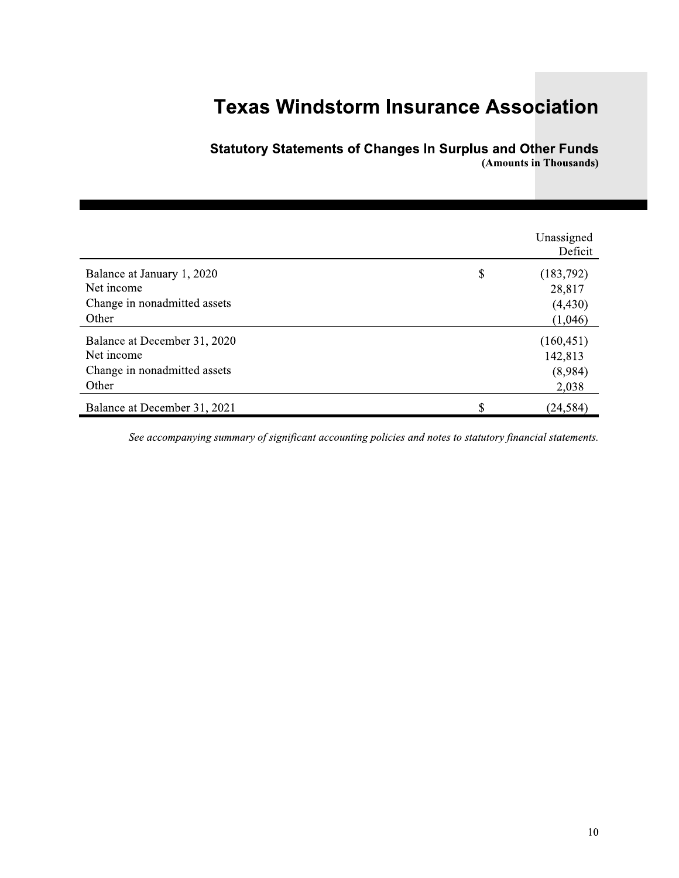# Texas Windstorm Insurance Association

## Statutory Statements of Changes In Surplus and Other Funds

**(Amounts in Thousands)**

| | | Unassigned Deficit |
|---|---|---|
| Balance at January 1, 2020 | $ | (183,792) |
| Net income | | 28,817 |
| Change in nonadmitted assets | | (4,430) |
| Other | | (1,046) |
| Balance at December 31, 2020 | | (160,451) |
| Net income | | 142,813 |
| Change in nonadmitted assets | | (8,984) |
| Other | | 2,038 |
| Balance at December 31, 2021 | $ | (24,584) |

*See accompanying summary of significant accounting policies and notes to statutory financial statements.*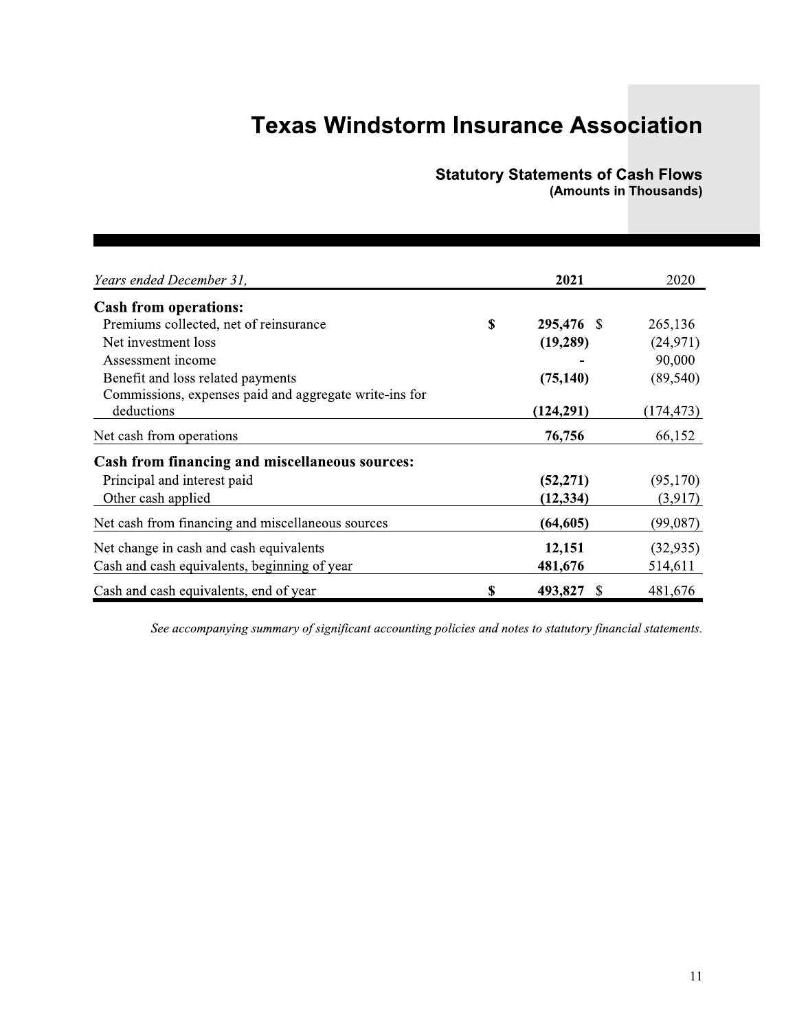# Texas Windstorm Insurance Association

## Statutory Statements of Cash Flows
**(Amounts in Thousands)**

| *Years ended December 31,* | **2021** | 2020 |
|---|---|---|
| **Cash from operations:** | | |
| Premiums collected, net of reinsurance | **$ 295,476** | $ 265,136 |
| Net investment loss | **(19,289)** | (24,971) |
| Assessment income | **-** | 90,000 |
| Benefit and loss related payments | **(75,140)** | (89,540) |
| Commissions, expenses paid and aggregate write-ins for deductions | **(124,291)** | (174,473) |
| Net cash from operations | **76,756** | 66,152 |
| **Cash from financing and miscellaneous sources:** | | |
| Principal and interest paid | **(52,271)** | (95,170) |
| Other cash applied | **(12,334)** | (3,917) |
| Net cash from financing and miscellaneous sources | **(64,605)** | (99,087) |
| Net change in cash and cash equivalents | **12,151** | (32,935) |
| Cash and cash equivalents, beginning of year | **481,676** | 514,611 |
| Cash and cash equivalents, end of year | **$ 493,827** | $ 481,676 |

*See accompanying summary of significant accounting policies and notes to statutory financial statements.*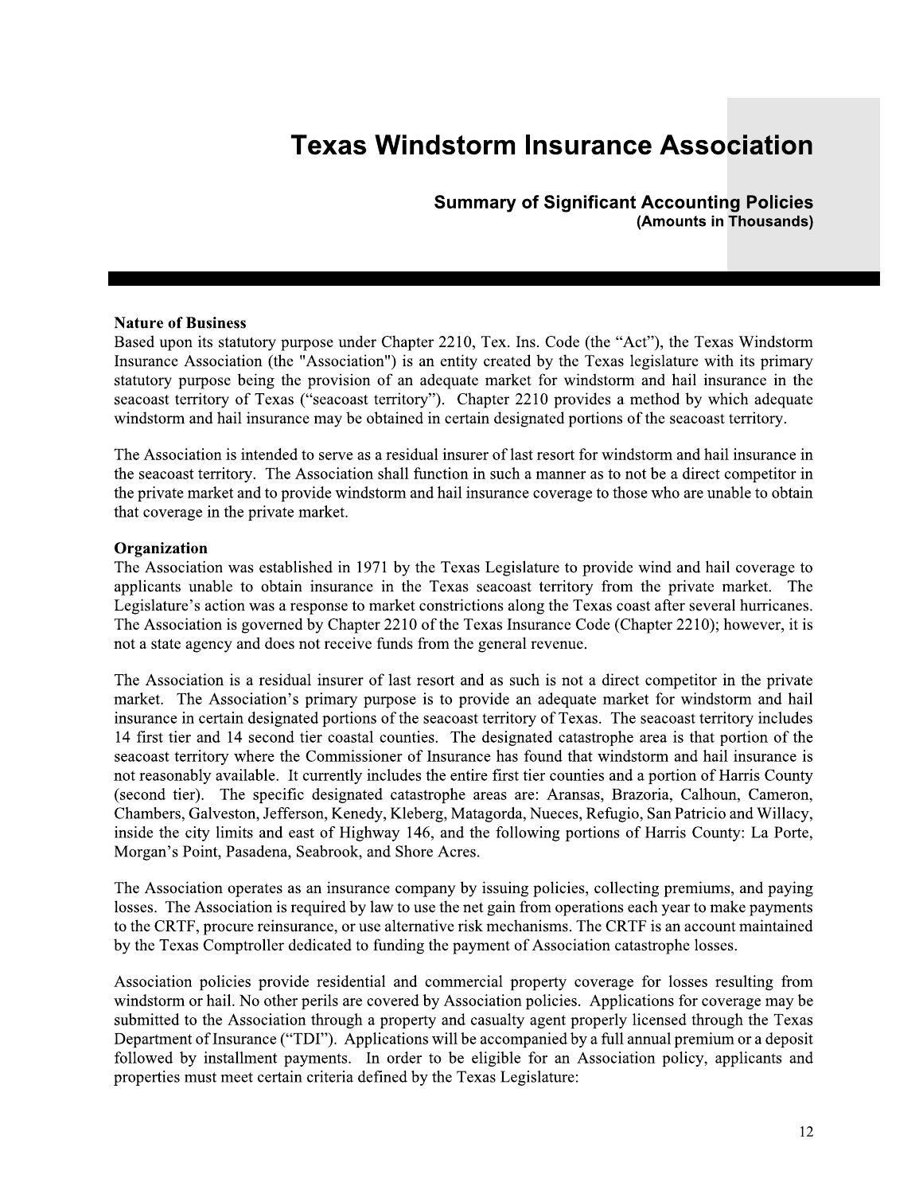# Texas Windstorm Insurance Association

## Summary of Significant Accounting Policies

**(Amounts in Thousands)**

**Nature of Business**

Based upon its statutory purpose under Chapter 2210, Tex. Ins. Code (the "Act"), the Texas Windstorm Insurance Association (the "Association") is an entity created by the Texas legislature with its primary statutory purpose being the provision of an adequate market for windstorm and hail insurance in the seacoast territory of Texas ("seacoast territory"). Chapter 2210 provides a method by which adequate windstorm and hail insurance may be obtained in certain designated portions of the seacoast territory.

The Association is intended to serve as a residual insurer of last resort for windstorm and hail insurance in the seacoast territory. The Association shall function in such a manner as to not be a direct competitor in the private market and to provide windstorm and hail insurance coverage to those who are unable to obtain that coverage in the private market.

**Organization**

The Association was established in 1971 by the Texas Legislature to provide wind and hail coverage to applicants unable to obtain insurance in the Texas seacoast territory from the private market. The Legislature's action was a response to market constrictions along the Texas coast after several hurricanes. The Association is governed by Chapter 2210 of the Texas Insurance Code (Chapter 2210); however, it is not a state agency and does not receive funds from the general revenue.

The Association is a residual insurer of last resort and as such is not a direct competitor in the private market. The Association's primary purpose is to provide an adequate market for windstorm and hail insurance in certain designated portions of the seacoast territory of Texas. The seacoast territory includes 14 first tier and 14 second tier coastal counties. The designated catastrophe area is that portion of the seacoast territory where the Commissioner of Insurance has found that windstorm and hail insurance is not reasonably available. It currently includes the entire first tier counties and a portion of Harris County (second tier). The specific designated catastrophe areas are: Aransas, Brazoria, Calhoun, Cameron, Chambers, Galveston, Jefferson, Kenedy, Kleberg, Matagorda, Nueces, Refugio, San Patricio and Willacy, inside the city limits and east of Highway 146, and the following portions of Harris County: La Porte, Morgan's Point, Pasadena, Seabrook, and Shore Acres.

The Association operates as an insurance company by issuing policies, collecting premiums, and paying losses. The Association is required by law to use the net gain from operations each year to make payments to the CRTF, procure reinsurance, or use alternative risk mechanisms. The CRTF is an account maintained by the Texas Comptroller dedicated to funding the payment of Association catastrophe losses.

Association policies provide residential and commercial property coverage for losses resulting from windstorm or hail. No other perils are covered by Association policies. Applications for coverage may be submitted to the Association through a property and casualty agent properly licensed through the Texas Department of Insurance ("TDI"). Applications will be accompanied by a full annual premium or a deposit followed by installment payments. In order to be eligible for an Association policy, applicants and properties must meet certain criteria defined by the Texas Legislature: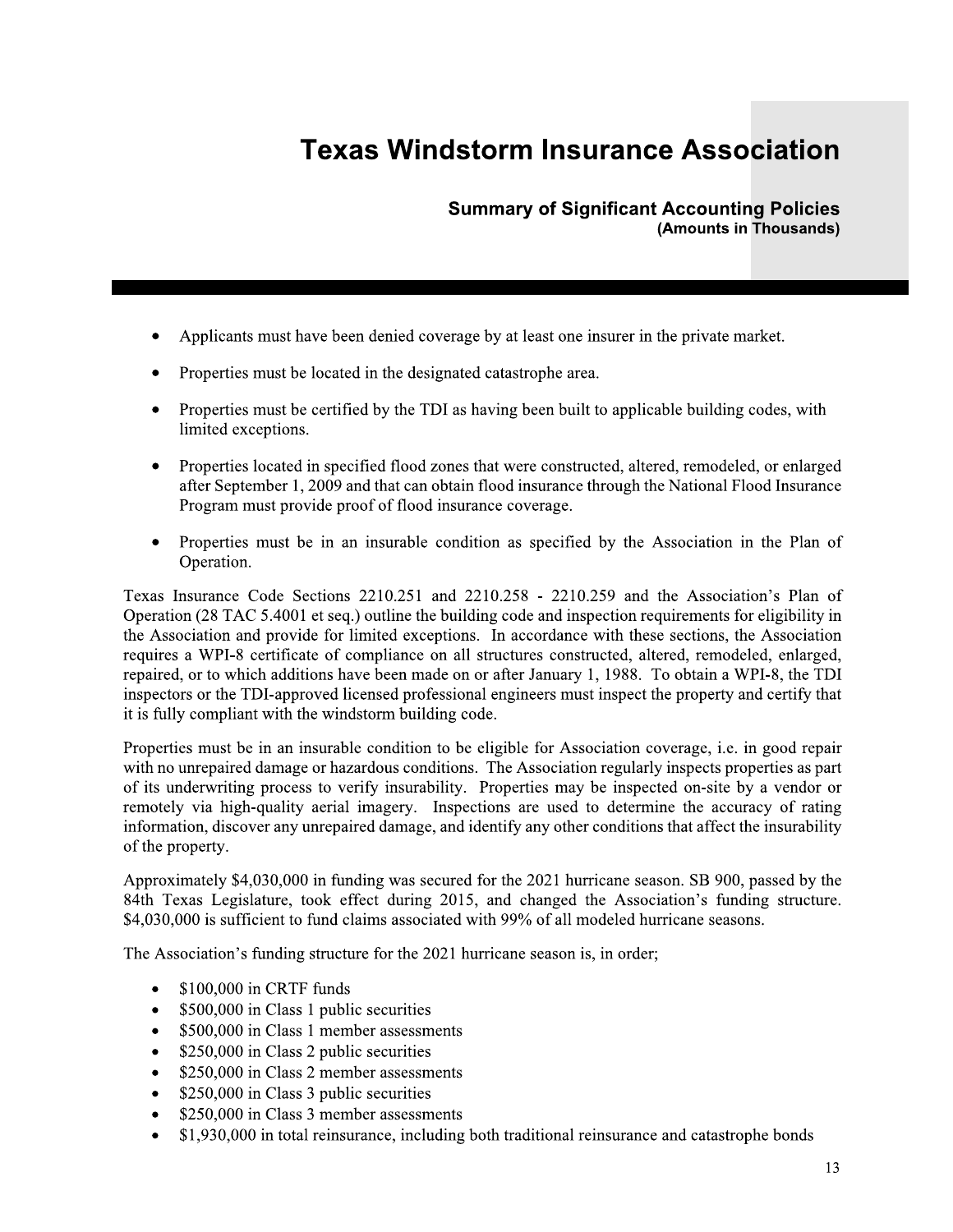- Applicants must have been denied coverage by at least one insurer in the private market.
- Properties must be located in the designated catastrophe area.
- Properties must be certified by the TDI as having been built to applicable building codes, with limited exceptions.
- Properties located in specified flood zones that were constructed, altered, remodeled, or enlarged after September 1, 2009 and that can obtain flood insurance through the National Flood Insurance Program must provide proof of flood insurance coverage.
- Properties must be in an insurable condition as specified by the Association in the Plan of Operation.

Texas Insurance Code Sections 2210.251 and 2210.258 - 2210.259 and the Association's Plan of Operation (28 TAC 5.4001 et seq.) outline the building code and inspection requirements for eligibility in the Association and provide for limited exceptions. In accordance with these sections, the Association requires a WPI-8 certificate of compliance on all structures constructed, altered, remodeled, enlarged, repaired, or to which additions have been made on or after January 1, 1988. To obtain a WPI-8, the TDI inspectors or the TDI-approved licensed professional engineers must inspect the property and certify that it is fully compliant with the windstorm building code.

Properties must be in an insurable condition to be eligible for Association coverage, i.e. in good repair with no unrepaired damage or hazardous conditions. The Association regularly inspects properties as part of its underwriting process to verify insurability. Properties may be inspected on-site by a vendor or remotely via high-quality aerial imagery. Inspections are used to determine the accuracy of rating information, discover any unrepaired damage, and identify any other conditions that affect the insurability of the property.

Approximately $4,030,000 in funding was secured for the 2021 hurricane season. SB 900, passed by the 84th Texas Legislature, took effect during 2015, and changed the Association's funding structure. $4,030,000 is sufficient to fund claims associated with 99% of all modeled hurricane seasons.

The Association's funding structure for the 2021 hurricane season is, in order;

- $100,000 in CRTF funds
- $500,000 in Class 1 public securities
- $500,000 in Class 1 member assessments
- $250,000 in Class 2 public securities
- $250,000 in Class 2 member assessments
- $250,000 in Class 3 public securities
- $250,000 in Class 3 member assessments
- $1,930,000 in total reinsurance, including both traditional reinsurance and catastrophe bonds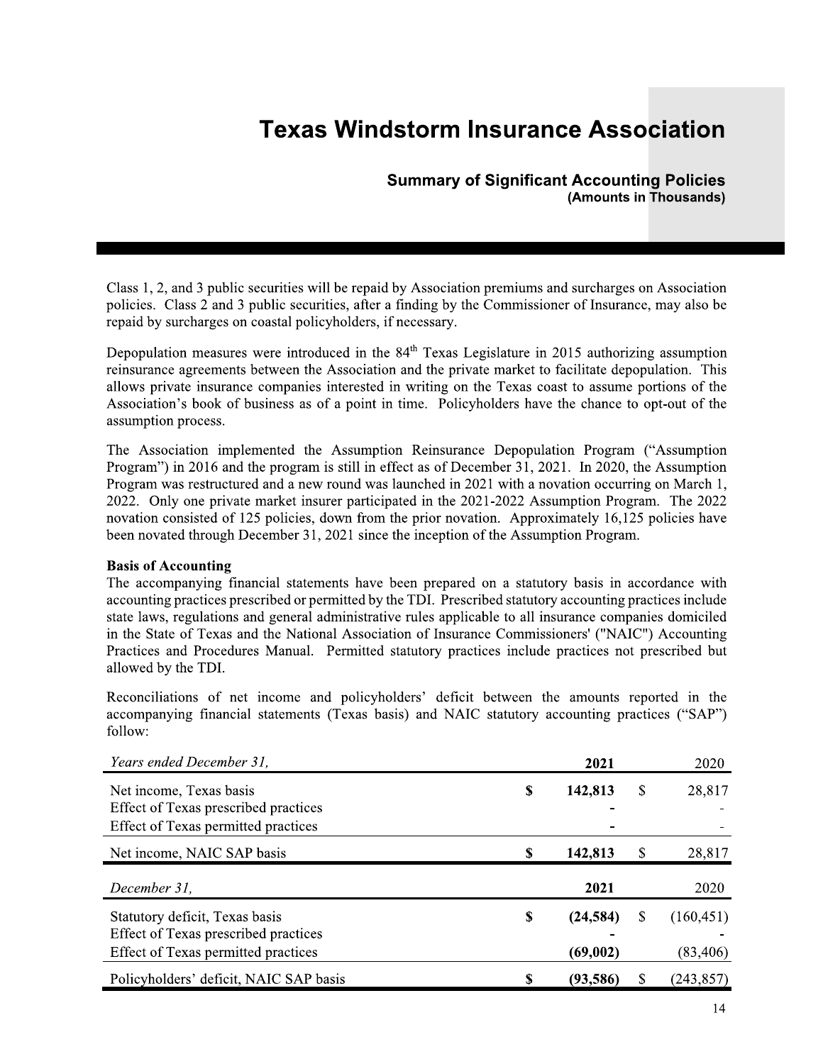Class 1, 2, and 3 public securities will be repaid by Association premiums and surcharges on Association policies. Class 2 and 3 public securities, after a finding by the Commissioner of Insurance, may also be repaid by surcharges on coastal policyholders, if necessary.

Depopulation measures were introduced in the 84th Texas Legislature in 2015 authorizing assumption reinsurance agreements between the Association and the private market to facilitate depopulation. This allows private insurance companies interested in writing on the Texas coast to assume portions of the Association's book of business as of a point in time. Policyholders have the chance to opt-out of the assumption process.

The Association implemented the Assumption Reinsurance Depopulation Program ("Assumption Program") in 2016 and the program is still in effect as of December 31, 2021. In 2020, the Assumption Program was restructured and a new round was launched in 2021 with a novation occurring on March 1, 2022. Only one private market insurer participated in the 2021-2022 Assumption Program. The 2022 novation consisted of 125 policies, down from the prior novation. Approximately 16,125 policies have been novated through December 31, 2021 since the inception of the Assumption Program.

**Basis of Accounting**

The accompanying financial statements have been prepared on a statutory basis in accordance with accounting practices prescribed or permitted by the TDI. Prescribed statutory accounting practices include state laws, regulations and general administrative rules applicable to all insurance companies domiciled in the State of Texas and the National Association of Insurance Commissioners' ("NAIC") Accounting Practices and Procedures Manual. Permitted statutory practices include practices not prescribed but allowed by the TDI.

Reconciliations of net income and policyholders' deficit between the amounts reported in the accompanying financial statements (Texas basis) and NAIC statutory accounting practices ("SAP") follow:

| *Years ended December 31,* | **2021** | 2020 |
|---|---|---|
| Net income, Texas basis | **$ 142,813** | $ 28,817 |
| Effect of Texas prescribed practices | **-** | - |
| Effect of Texas permitted practices | **-** | - |
| Net income, NAIC SAP basis | **$ 142,813** | $ 28,817 |

| *December 31,* | **2021** | 2020 |
|---|---|---|
| Statutory deficit, Texas basis | **$ (24,584)** | $ (160,451) |
| Effect of Texas prescribed practices | **-** | - |
| Effect of Texas permitted practices | **(69,002)** | (83,406) |
| Policyholders' deficit, NAIC SAP basis | **$ (93,586)** | $ (243,857) |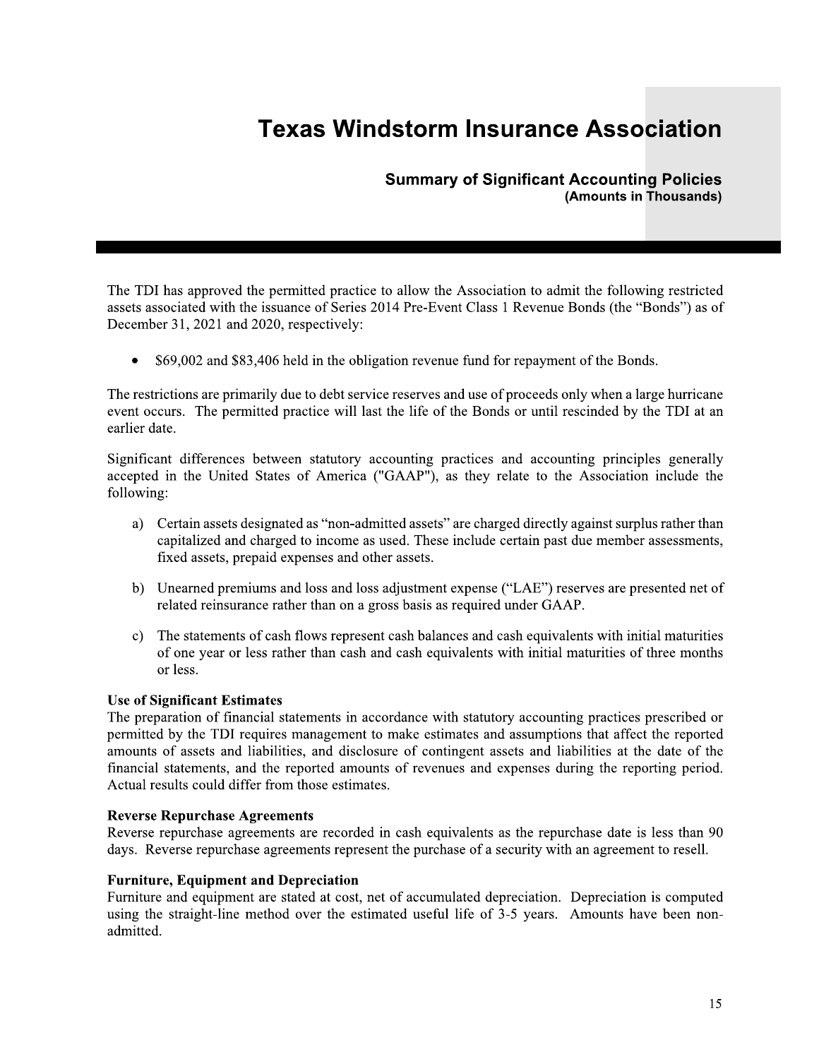The TDI has approved the permitted practice to allow the Association to admit the following restricted assets associated with the issuance of Series 2014 Pre-Event Class 1 Revenue Bonds (the "Bonds") as of December 31, 2021 and 2020, respectively:

- $69,002 and $83,406 held in the obligation revenue fund for repayment of the Bonds.

The restrictions are primarily due to debt service reserves and use of proceeds only when a large hurricane event occurs. The permitted practice will last the life of the Bonds or until rescinded by the TDI at an earlier date.

Significant differences between statutory accounting practices and accounting principles generally accepted in the United States of America ("GAAP"), as they relate to the Association include the following:

a) Certain assets designated as "non-admitted assets" are charged directly against surplus rather than capitalized and charged to income as used. These include certain past due member assessments, fixed assets, prepaid expenses and other assets.

b) Unearned premiums and loss and loss adjustment expense ("LAE") reserves are presented net of related reinsurance rather than on a gross basis as required under GAAP.

c) The statements of cash flows represent cash balances and cash equivalents with initial maturities of one year or less rather than cash and cash equivalents with initial maturities of three months or less.

**Use of Significant Estimates**
The preparation of financial statements in accordance with statutory accounting practices prescribed or permitted by the TDI requires management to make estimates and assumptions that affect the reported amounts of assets and liabilities, and disclosure of contingent assets and liabilities at the date of the financial statements, and the reported amounts of revenues and expenses during the reporting period. Actual results could differ from those estimates.

**Reverse Repurchase Agreements**
Reverse repurchase agreements are recorded in cash equivalents as the repurchase date is less than 90 days. Reverse repurchase agreements represent the purchase of a security with an agreement to resell.

**Furniture, Equipment and Depreciation**
Furniture and equipment are stated at cost, net of accumulated depreciation. Depreciation is computed using the straight-line method over the estimated useful life of 3-5 years. Amounts have been non-admitted.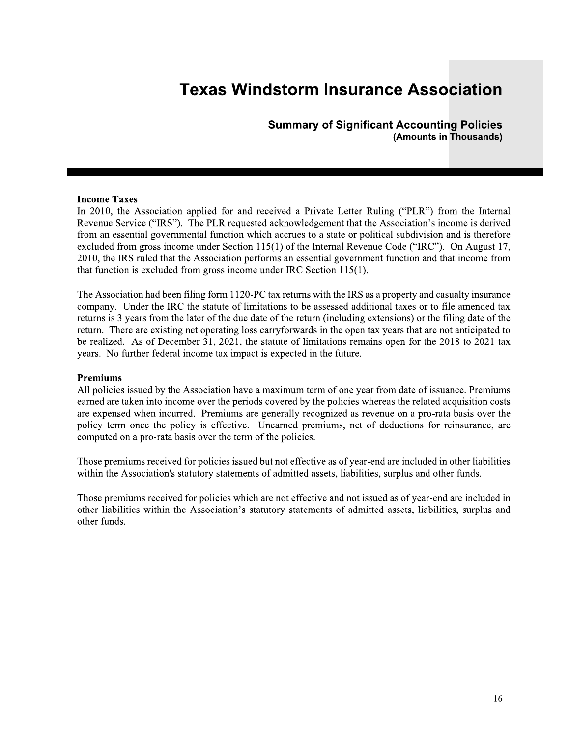# Texas Windstorm Insurance Association

## Summary of Significant Accounting Policies
**(Amounts in Thousands)**

### Income Taxes

In 2010, the Association applied for and received a Private Letter Ruling ("PLR") from the Internal Revenue Service ("IRS"). The PLR requested acknowledgement that the Association's income is derived from an essential governmental function which accrues to a state or political subdivision and is therefore excluded from gross income under Section 115(1) of the Internal Revenue Code ("IRC"). On August 17, 2010, the IRS ruled that the Association performs an essential government function and that income from that function is excluded from gross income under IRC Section 115(1).

The Association had been filing form 1120-PC tax returns with the IRS as a property and casualty insurance company. Under the IRC the statute of limitations to be assessed additional taxes or to file amended tax returns is 3 years from the later of the due date of the return (including extensions) or the filing date of the return. There are existing net operating loss carryforwards in the open tax years that are not anticipated to be realized. As of December 31, 2021, the statute of limitations remains open for the 2018 to 2021 tax years. No further federal income tax impact is expected in the future.

### Premiums

All policies issued by the Association have a maximum term of one year from date of issuance. Premiums earned are taken into income over the periods covered by the policies whereas the related acquisition costs are expensed when incurred. Premiums are generally recognized as revenue on a pro-rata basis over the policy term once the policy is effective. Unearned premiums, net of deductions for reinsurance, are computed on a pro-rata basis over the term of the policies.

Those premiums received for policies issued but not effective as of year-end are included in other liabilities within the Association's statutory statements of admitted assets, liabilities, surplus and other funds.

Those premiums received for policies which are not effective and not issued as of year-end are included in other liabilities within the Association's statutory statements of admitted assets, liabilities, surplus and other funds.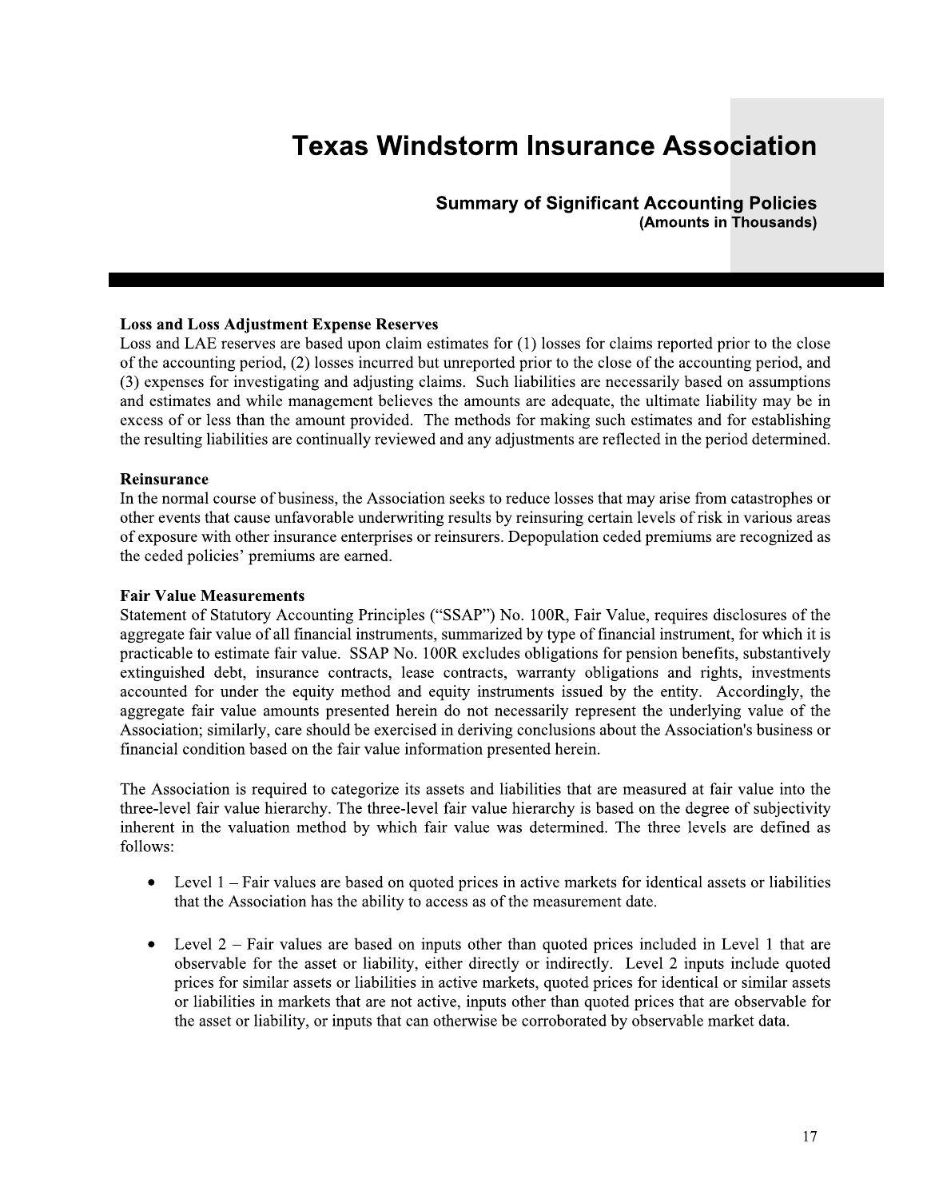# Texas Windstorm Insurance Association

## Summary of Significant Accounting Policies
**(Amounts in Thousands)**

**Loss and Loss Adjustment Expense Reserves**

Loss and LAE reserves are based upon claim estimates for (1) losses for claims reported prior to the close of the accounting period, (2) losses incurred but unreported prior to the close of the accounting period, and (3) expenses for investigating and adjusting claims. Such liabilities are necessarily based on assumptions and estimates and while management believes the amounts are adequate, the ultimate liability may be in excess of or less than the amount provided. The methods for making such estimates and for establishing the resulting liabilities are continually reviewed and any adjustments are reflected in the period determined.

**Reinsurance**

In the normal course of business, the Association seeks to reduce losses that may arise from catastrophes or other events that cause unfavorable underwriting results by reinsuring certain levels of risk in various areas of exposure with other insurance enterprises or reinsurers. Depopulation ceded premiums are recognized as the ceded policies' premiums are earned.

**Fair Value Measurements**

Statement of Statutory Accounting Principles ("SSAP") No. 100R, Fair Value, requires disclosures of the aggregate fair value of all financial instruments, summarized by type of financial instrument, for which it is practicable to estimate fair value. SSAP No. 100R excludes obligations for pension benefits, substantively extinguished debt, insurance contracts, lease contracts, warranty obligations and rights, investments accounted for under the equity method and equity instruments issued by the entity. Accordingly, the aggregate fair value amounts presented herein do not necessarily represent the underlying value of the Association; similarly, care should be exercised in deriving conclusions about the Association's business or financial condition based on the fair value information presented herein.

The Association is required to categorize its assets and liabilities that are measured at fair value into the three-level fair value hierarchy. The three-level fair value hierarchy is based on the degree of subjectivity inherent in the valuation method by which fair value was determined. The three levels are defined as follows:

- Level 1 – Fair values are based on quoted prices in active markets for identical assets or liabilities that the Association has the ability to access as of the measurement date.

- Level 2 – Fair values are based on inputs other than quoted prices included in Level 1 that are observable for the asset or liability, either directly or indirectly. Level 2 inputs include quoted prices for similar assets or liabilities in active markets, quoted prices for identical or similar assets or liabilities in markets that are not active, inputs other than quoted prices that are observable for the asset or liability, or inputs that can otherwise be corroborated by observable market data.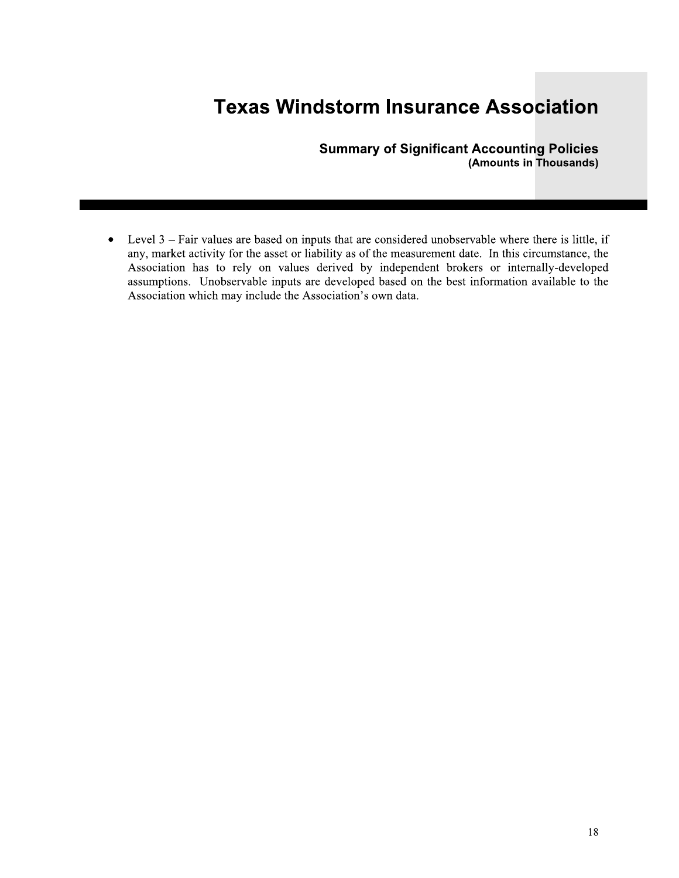- Level 3 – Fair values are based on inputs that are considered unobservable where there is little, if any, market activity for the asset or liability as of the measurement date. In this circumstance, the Association has to rely on values derived by independent brokers or internally-developed assumptions. Unobservable inputs are developed based on the best information available to the Association which may include the Association's own data.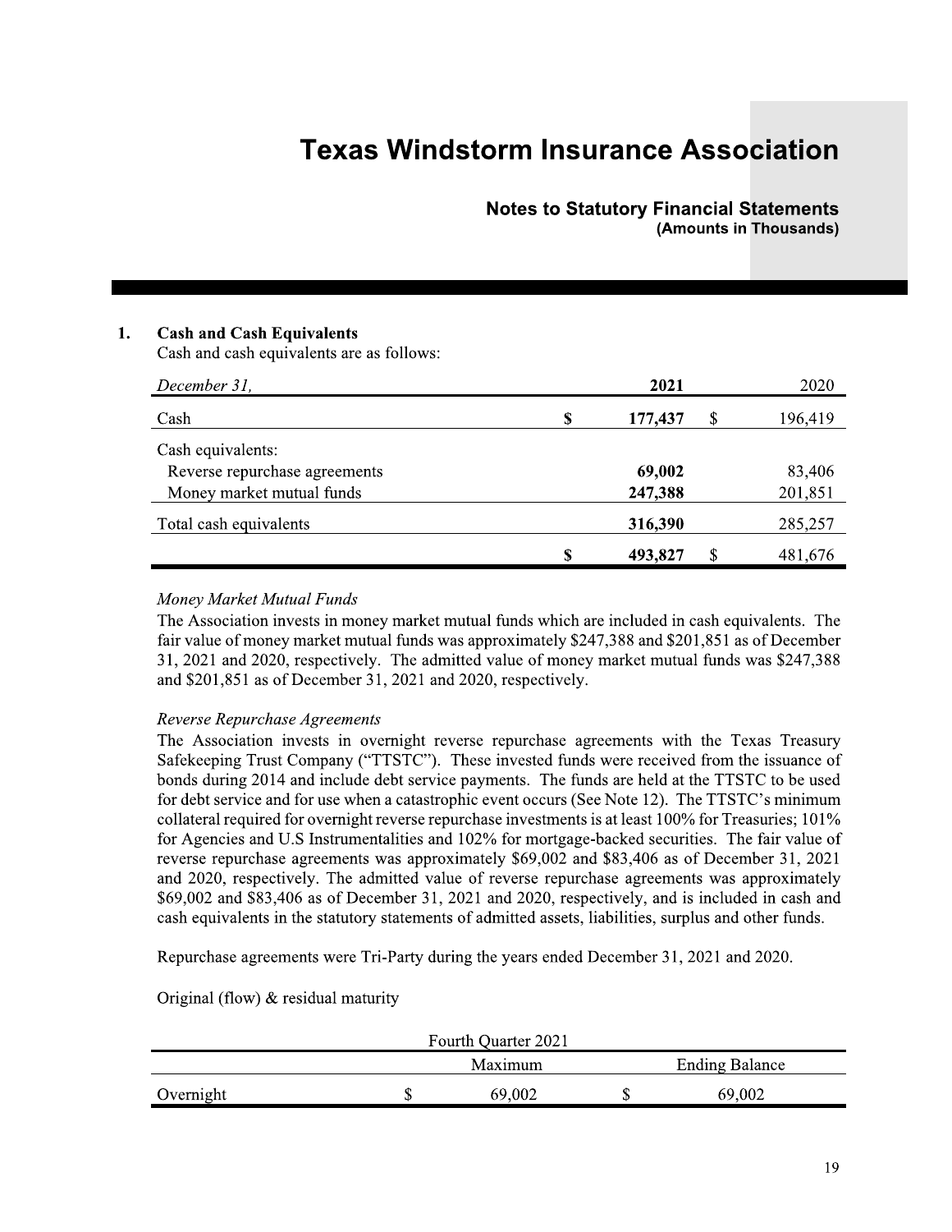# Texas Windstorm Insurance Association

## Notes to Statutory Financial Statements
**(Amounts in Thousands)**

### 1. Cash and Cash Equivalents

Cash and cash equivalents are as follows:

| *December 31,* | | **2021** | | 2020 |
|---|---|---|---|---|
| Cash | **$** | **177,437** | $ | 196,419 |
| Cash equivalents: | | | | |
| Reverse repurchase agreements | | **69,002** | | 83,406 |
| Money market mutual funds | | **247,388** | | 201,851 |
| Total cash equivalents | | **316,390** | | 285,257 |
| | **$** | **493,827** | $ | 481,676 |

*Money Market Mutual Funds*

The Association invests in money market mutual funds which are included in cash equivalents. The fair value of money market mutual funds was approximately $247,388 and $201,851 as of December 31, 2021 and 2020, respectively. The admitted value of money market mutual funds was $247,388 and $201,851 as of December 31, 2021 and 2020, respectively.

*Reverse Repurchase Agreements*

The Association invests in overnight reverse repurchase agreements with the Texas Treasury Safekeeping Trust Company ("TTSTC"). These invested funds were received from the issuance of bonds during 2014 and include debt service payments. The funds are held at the TTSTC to be used for debt service and for use when a catastrophic event occurs (See Note 12). The TTSTC's minimum collateral required for overnight reverse repurchase investments is at least 100% for Treasuries; 101% for Agencies and U.S Instrumentalities and 102% for mortgage-backed securities. The fair value of reverse repurchase agreements was approximately $69,002 and $83,406 as of December 31, 2021 and 2020, respectively. The admitted value of reverse repurchase agreements was approximately $69,002 and $83,406 as of December 31, 2021 and 2020, respectively, and is included in cash and cash equivalents in the statutory statements of admitted assets, liabilities, surplus and other funds.

Repurchase agreements were Tri-Party during the years ended December 31, 2021 and 2020.

Original (flow) & residual maturity

| | Fourth Quarter 2021 | | | |
|---|---|---|---|---|
| | | Maximum | | Ending Balance |
| Overnight | $ | 69,002 | $ | 69,002 |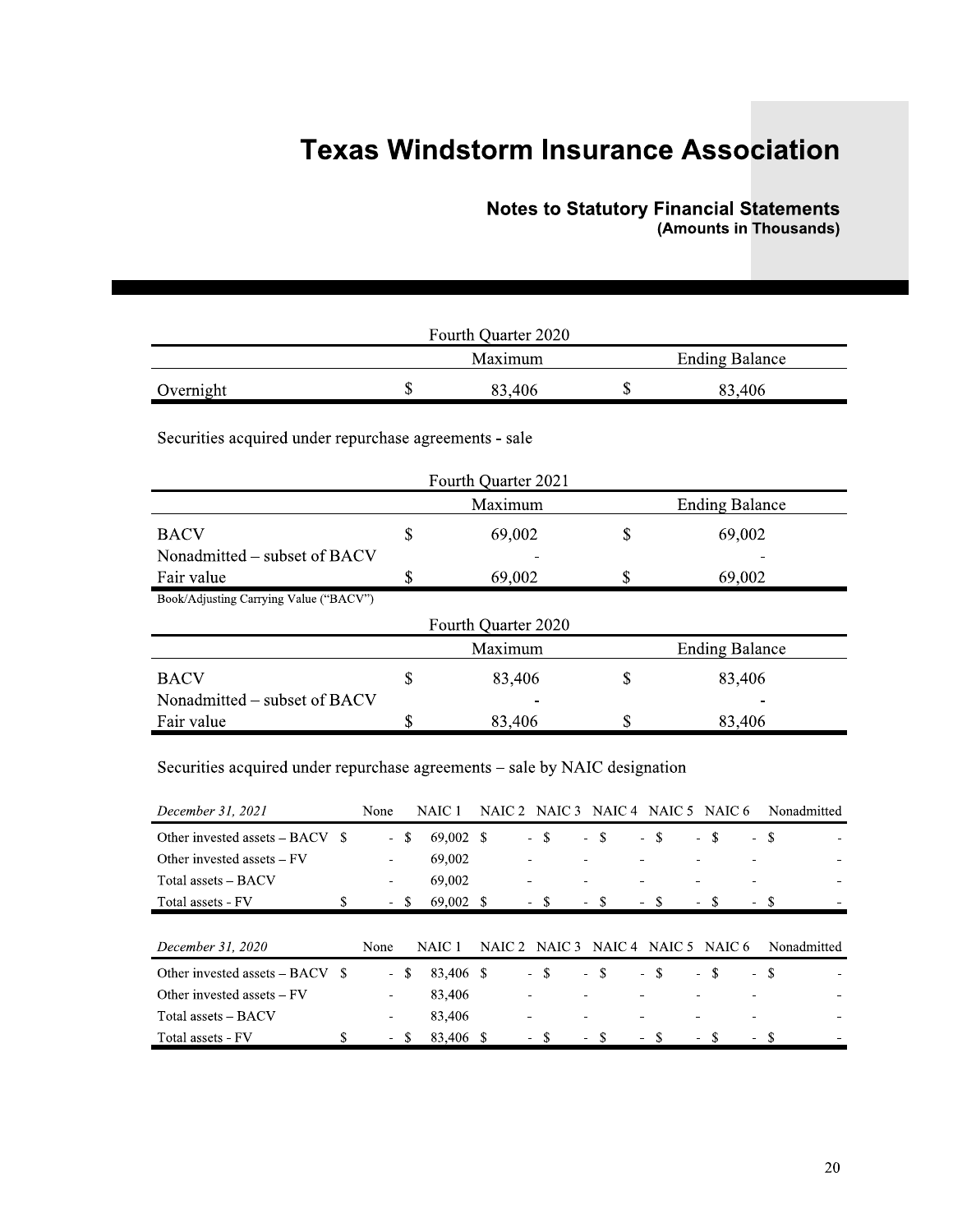| | Fourth Quarter 2020 | |
|---|---|---|
| | Maximum | Ending Balance |
| Overnight | $ 83,406 | $ 83,406 |

Securities acquired under repurchase agreements - sale

| | Fourth Quarter 2021 | |
|---|---|---|
| | Maximum | Ending Balance |
| BACV | $ 69,002 | $ 69,002 |
| Nonadmitted – subset of BACV | - | - |
| Fair value | $ 69,002 | $ 69,002 |

Book/Adjusting Carrying Value ("BACV")

| | Fourth Quarter 2020 | |
|---|---|---|
| | Maximum | Ending Balance |
| BACV | $ 83,406 | $ 83,406 |
| Nonadmitted – subset of BACV | - | - |
| Fair value | $ 83,406 | $ 83,406 |

Securities acquired under repurchase agreements – sale by NAIC designation

| *December 31, 2021* | None | NAIC 1 | NAIC 2 | NAIC 3 | NAIC 4 | NAIC 5 | NAIC 6 | Nonadmitted |
|---|---|---|---|---|---|---|---|---|
| Other invested assets – BACV | $ - | $ 69,002 | $ - | $ - | $ - | $ - | $ - | $ - |
| Other invested assets – FV | - | 69,002 | - | - | - | - | - | - |
| Total assets – BACV | - | 69,002 | - | - | - | - | - | - |
| Total assets - FV | $ - | $ 69,002 | $ - | $ - | $ - | $ - | $ - | $ - |

| *December 31, 2020* | None | NAIC 1 | NAIC 2 | NAIC 3 | NAIC 4 | NAIC 5 | NAIC 6 | Nonadmitted |
|---|---|---|---|---|---|---|---|---|
| Other invested assets – BACV | $ - | $ 83,406 | $ - | $ - | $ - | $ - | $ - | $ - |
| Other invested assets – FV | - | 83,406 | - | - | - | - | - | - |
| Total assets – BACV | - | 83,406 | - | - | - | - | - | - |
| Total assets - FV | $ - | $ 83,406 | $ - | $ - | $ - | $ - | $ - | $ - |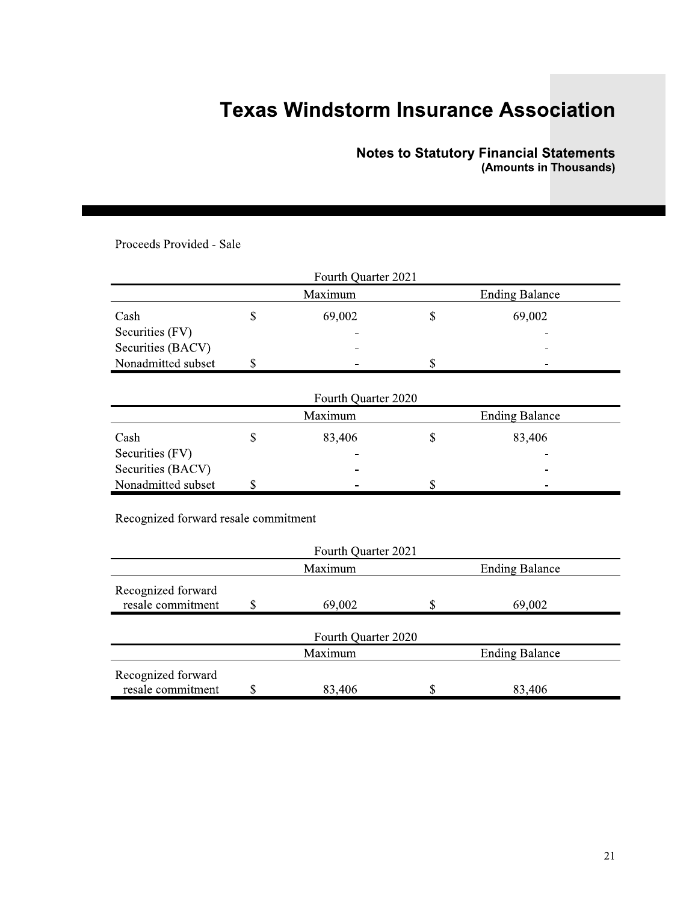Proceeds Provided - Sale

| Fourth Quarter 2021 | | | | |
|---|---|---|---|---|
| | | Maximum | | Ending Balance |
| Cash | $ | 69,002 | $ | 69,002 |
| Securities (FV) | | - | | - |
| Securities (BACV) | | - | | - |
| Nonadmitted subset | $ | - | $ | - |

| Fourth Quarter 2020 | | | | |
|---|---|---|---|---|
| | | Maximum | | Ending Balance |
| Cash | $ | 83,406 | $ | 83,406 |
| Securities (FV) | | - | | - |
| Securities (BACV) | | - | | - |
| Nonadmitted subset | $ | - | $ | - |

Recognized forward resale commitment

| Fourth Quarter 2021 | | | | |
|---|---|---|---|---|
| | | Maximum | | Ending Balance |
| Recognized forward resale commitment | $ | 69,002 | $ | 69,002 |

| Fourth Quarter 2020 | | | | |
|---|---|---|---|---|
| | | Maximum | | Ending Balance |
| Recognized forward resale commitment | $ | 83,406 | $ | 83,406 |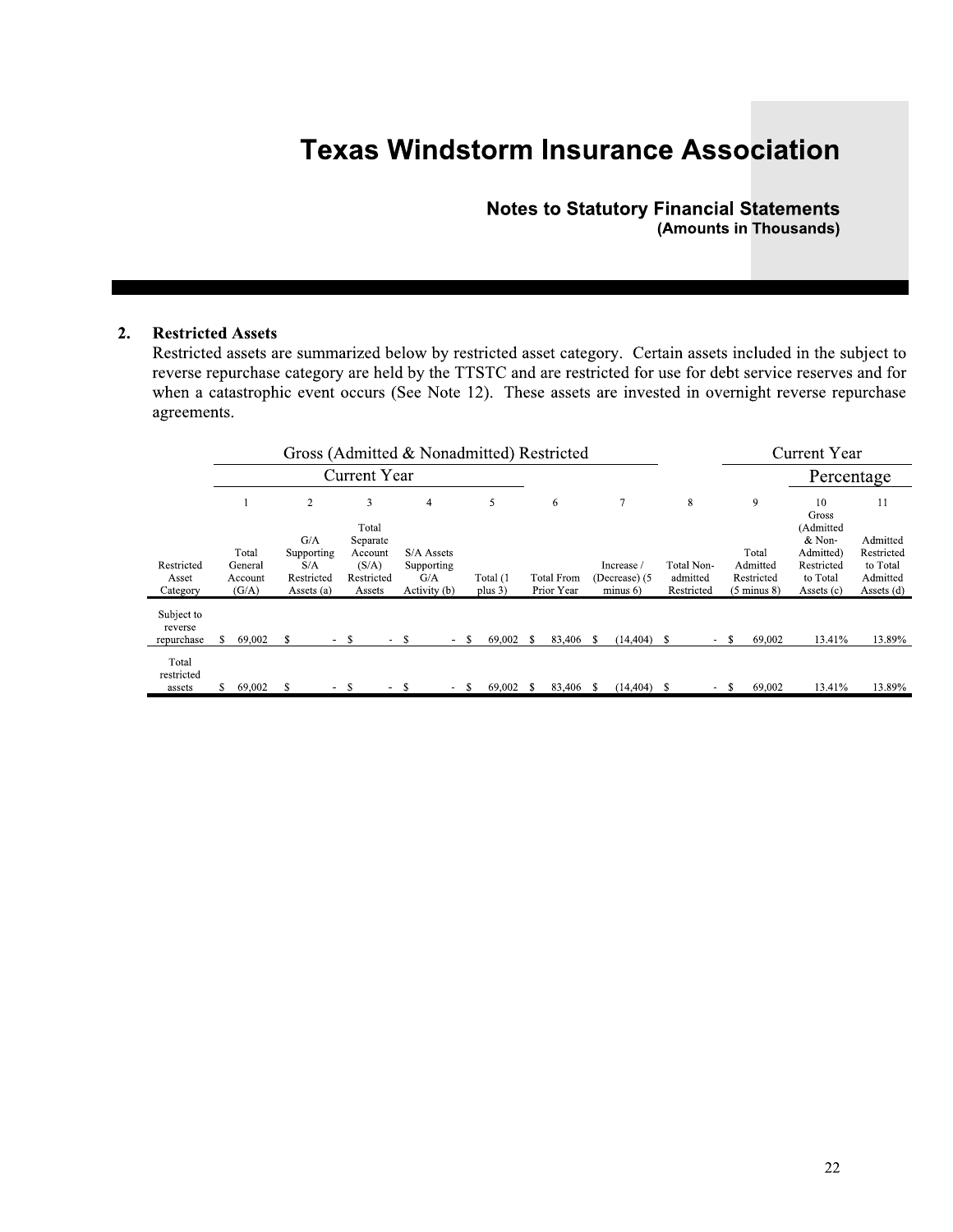## 2. Restricted Assets

Restricted assets are summarized below by restricted asset category. Certain assets included in the subject to reverse repurchase category are held by the TTSTC and are restricted for use for debt service reserves and for when a catastrophic event occurs (See Note 12). These assets are invested in overnight reverse repurchase agreements.

| | Gross (Admitted & Nonadmitted) Restricted | | | | | | | | Current Year | | |
|---|---|---|---|---|---|---|---|---|---|---|---|
| | Current Year | | | | | | | | | Percentage | |
| | 1 | 2 | 3 | 4 | 5 | 6 | 7 | 8 | 9 | 10 | 11 |
| Restricted Asset Category | Total General Account (G/A) | G/A Supporting S/A Restricted Assets (a) | Total Separate Account (S/A) Restricted Assets | S/A Assets Supporting G/A Activity (b) | Total (1 plus 3) | Total From Prior Year | Increase / (Decrease) (5 minus 6) | Total Non-admitted Restricted | Total Admitted Restricted (5 minus 8) | Gross (Admitted & Non-Admitted) Restricted to Total Assets (c) | Admitted Restricted to Total Admitted Assets (d) |
| Subject to reverse repurchase | $ 69,002 | $ - | $ - | $ - | $ 69,002 | $ 83,406 | $ (14,404) | $ - | $ 69,002 | 13.41% | 13.89% |
| Total restricted assets | $ 69,002 | $ - | $ - | $ - | $ 69,002 | $ 83,406 | $ (14,404) | $ - | $ 69,002 | 13.41% | 13.89% |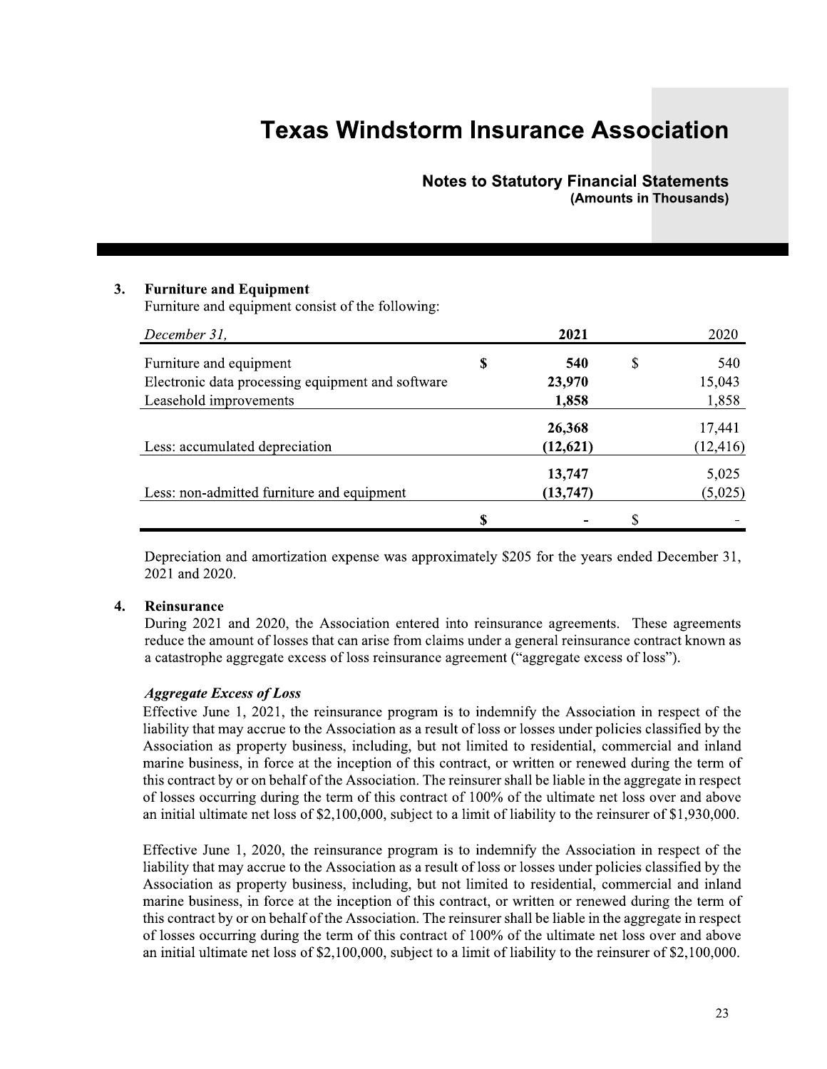### 3. Furniture and Equipment

Furniture and equipment consist of the following:

| *December 31,* | 2021 | 2020 |
|---|---|---|
| Furniture and equipment | **$ 540** | $ 540 |
| Electronic data processing equipment and software | **23,970** | 15,043 |
| Leasehold improvements | **1,858** | 1,858 |
| | **26,368** | 17,441 |
| Less: accumulated depreciation | **(12,621)** | (12,416) |
| | **13,747** | 5,025 |
| Less: non-admitted furniture and equipment | **(13,747)** | (5,025) |
| | **$ -** | $ - |

Depreciation and amortization expense was approximately $205 for the years ended December 31, 2021 and 2020.

### 4. Reinsurance

During 2021 and 2020, the Association entered into reinsurance agreements. These agreements reduce the amount of losses that can arise from claims under a general reinsurance contract known as a catastrophe aggregate excess of loss reinsurance agreement ("aggregate excess of loss").

***Aggregate Excess of Loss***

Effective June 1, 2021, the reinsurance program is to indemnify the Association in respect of the liability that may accrue to the Association as a result of loss or losses under policies classified by the Association as property business, including, but not limited to residential, commercial and inland marine business, in force at the inception of this contract, or written or renewed during the term of this contract by or on behalf of the Association. The reinsurer shall be liable in the aggregate in respect of losses occurring during the term of this contract of 100% of the ultimate net loss over and above an initial ultimate net loss of $2,100,000, subject to a limit of liability to the reinsurer of $1,930,000.

Effective June 1, 2020, the reinsurance program is to indemnify the Association in respect of the liability that may accrue to the Association as a result of loss or losses under policies classified by the Association as property business, including, but not limited to residential, commercial and inland marine business, in force at the inception of this contract, or written or renewed during the term of this contract by or on behalf of the Association. The reinsurer shall be liable in the aggregate in respect of losses occurring during the term of this contract of 100% of the ultimate net loss over and above an initial ultimate net loss of $2,100,000, subject to a limit of liability to the reinsurer of $2,100,000.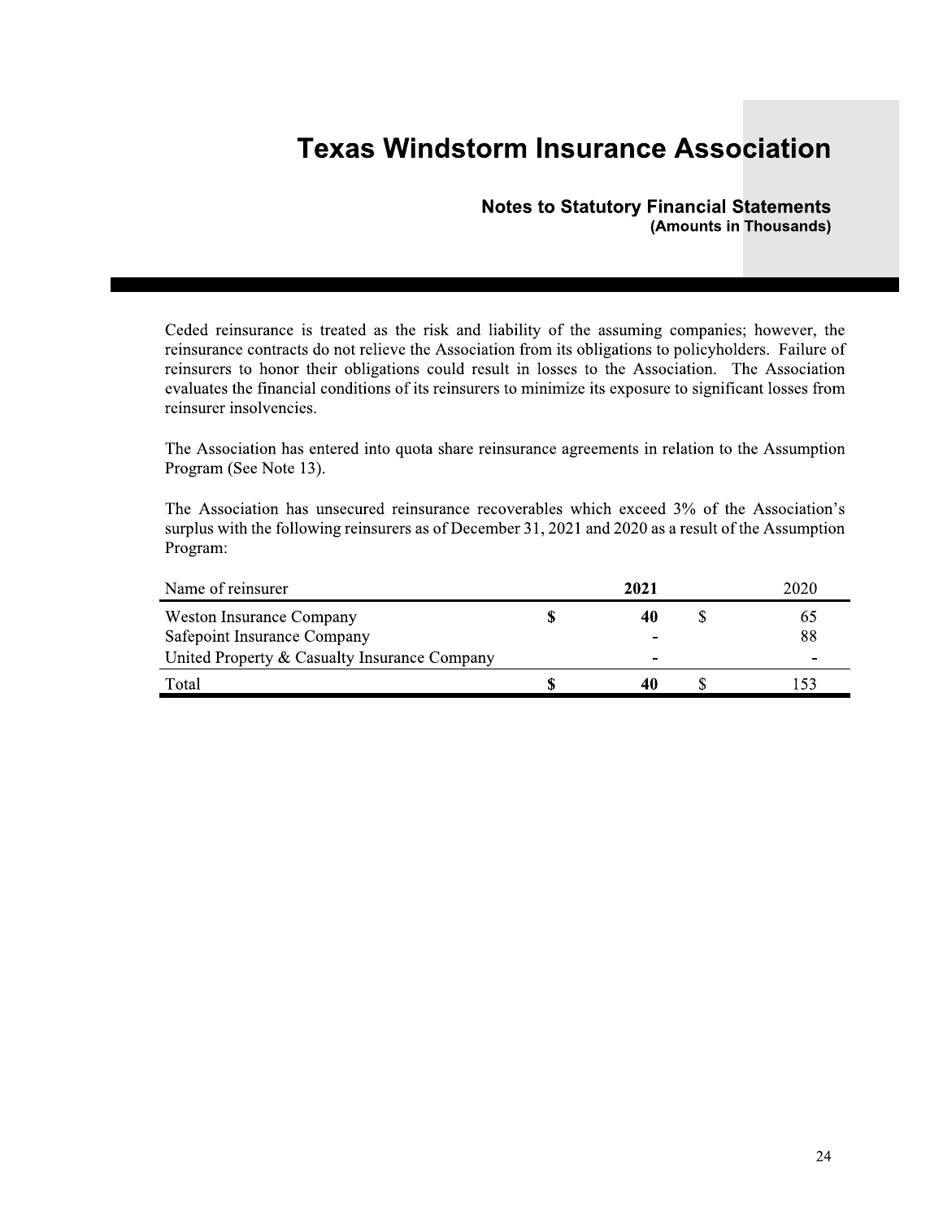Ceded reinsurance is treated as the risk and liability of the assuming companies; however, the reinsurance contracts do not relieve the Association from its obligations to policyholders. Failure of reinsurers to honor their obligations could result in losses to the Association. The Association evaluates the financial conditions of its reinsurers to minimize its exposure to significant losses from reinsurer insolvencies.

The Association has entered into quota share reinsurance agreements in relation to the Assumption Program (See Note 13).

The Association has unsecured reinsurance recoverables which exceed 3% of the Association's surplus with the following reinsurers as of December 31, 2021 and 2020 as a result of the Assumption Program:

| Name of reinsurer | | **2021** | | 2020 |
|---|---|---|---|---|
| Weston Insurance Company | **$** | **40** | $ | 65 |
| Safepoint Insurance Company | | **-** | | 88 |
| United Property & Casualty Insurance Company | | **-** | | - |
| Total | **$** | **40** | $ | 153 |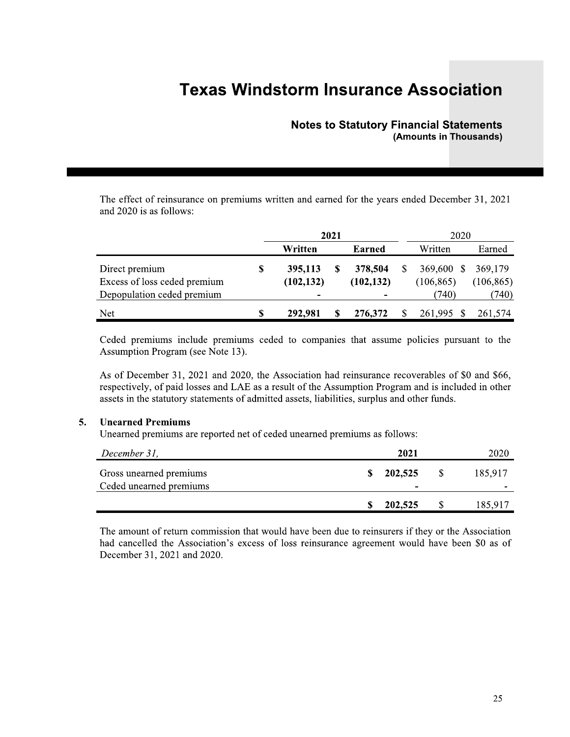The effect of reinsurance on premiums written and earned for the years ended December 31, 2021 and 2020 is as follows:

| | 2021 | | 2020 | |
|---|---|---|---|---|
| | **Written** | **Earned** | Written | Earned |
| Direct premium | **$ 395,113** | **$ 378,504** | $ 369,600 | $ 369,179 |
| Excess of loss ceded premium | **(102,132)** | **(102,132)** | (106,865) | (106,865) |
| Depopulation ceded premium | **-** | **-** | (740) | (740) |
| Net | **$ 292,981** | **$ 276,372** | $ 261,995 | $ 261,574 |

Ceded premiums include premiums ceded to companies that assume policies pursuant to the Assumption Program (see Note 13).

As of December 31, 2021 and 2020, the Association had reinsurance recoverables of $0 and $66, respectively, of paid losses and LAE as a result of the Assumption Program and is included in other assets in the statutory statements of admitted assets, liabilities, surplus and other funds.

## 5. Unearned Premiums

Unearned premiums are reported net of ceded unearned premiums as follows:

| *December 31,* | **2021** | 2020 |
|---|---|---|
| Gross unearned premiums | **$ 202,525** | $ 185,917 |
| Ceded unearned premiums | **-** | - |
| | **$ 202,525** | $ 185,917 |

The amount of return commission that would have been due to reinsurers if they or the Association had cancelled the Association's excess of loss reinsurance agreement would have been $0 as of December 31, 2021 and 2020.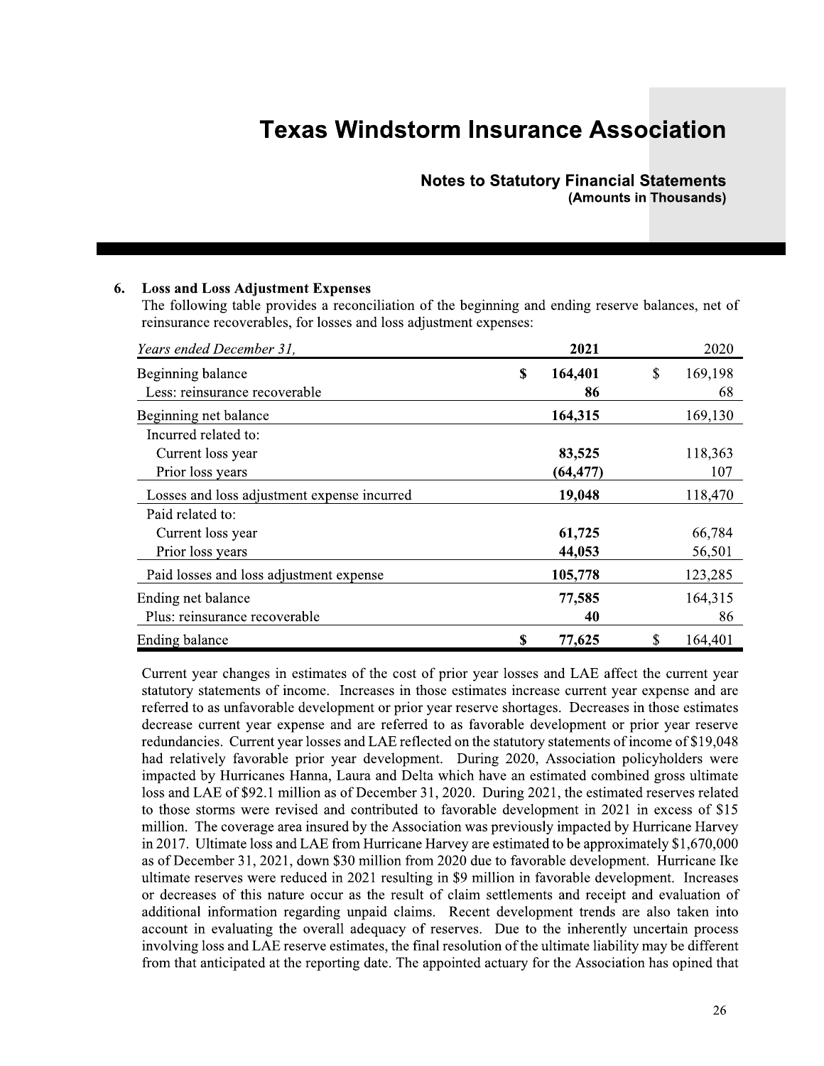## 6. Loss and Loss Adjustment Expenses

The following table provides a reconciliation of the beginning and ending reserve balances, net of reinsurance recoverables, for losses and loss adjustment expenses:

| *Years ended December 31,* | **2021** | 2020 |
|---|---|---|
| Beginning balance | **$ 164,401** | $ 169,198 |
| Less: reinsurance recoverable | **86** | 68 |
| Beginning net balance | **164,315** | 169,130 |
| Incurred related to: | | |
| Current loss year | **83,525** | 118,363 |
| Prior loss years | **(64,477)** | 107 |
| Losses and loss adjustment expense incurred | **19,048** | 118,470 |
| Paid related to: | | |
| Current loss year | **61,725** | 66,784 |
| Prior loss years | **44,053** | 56,501 |
| Paid losses and loss adjustment expense | **105,778** | 123,285 |
| Ending net balance | **77,585** | 164,315 |
| Plus: reinsurance recoverable | **40** | 86 |
| Ending balance | **$ 77,625** | $ 164,401 |

Current year changes in estimates of the cost of prior year losses and LAE affect the current year statutory statements of income. Increases in those estimates increase current year expense and are referred to as unfavorable development or prior year reserve shortages. Decreases in those estimates decrease current year expense and are referred to as favorable development or prior year reserve redundancies. Current year losses and LAE reflected on the statutory statements of income of $19,048 had relatively favorable prior year development. During 2020, Association policyholders were impacted by Hurricanes Hanna, Laura and Delta which have an estimated combined gross ultimate loss and LAE of $92.1 million as of December 31, 2020. During 2021, the estimated reserves related to those storms were revised and contributed to favorable development in 2021 in excess of $15 million. The coverage area insured by the Association was previously impacted by Hurricane Harvey in 2017. Ultimate loss and LAE from Hurricane Harvey are estimated to be approximately $1,670,000 as of December 31, 2021, down $30 million from 2020 due to favorable development. Hurricane Ike ultimate reserves were reduced in 2021 resulting in $9 million in favorable development. Increases or decreases of this nature occur as the result of claim settlements and receipt and evaluation of additional information regarding unpaid claims. Recent development trends are also taken into account in evaluating the overall adequacy of reserves. Due to the inherently uncertain process involving loss and LAE reserve estimates, the final resolution of the ultimate liability may be different from that anticipated at the reporting date. The appointed actuary for the Association has opined that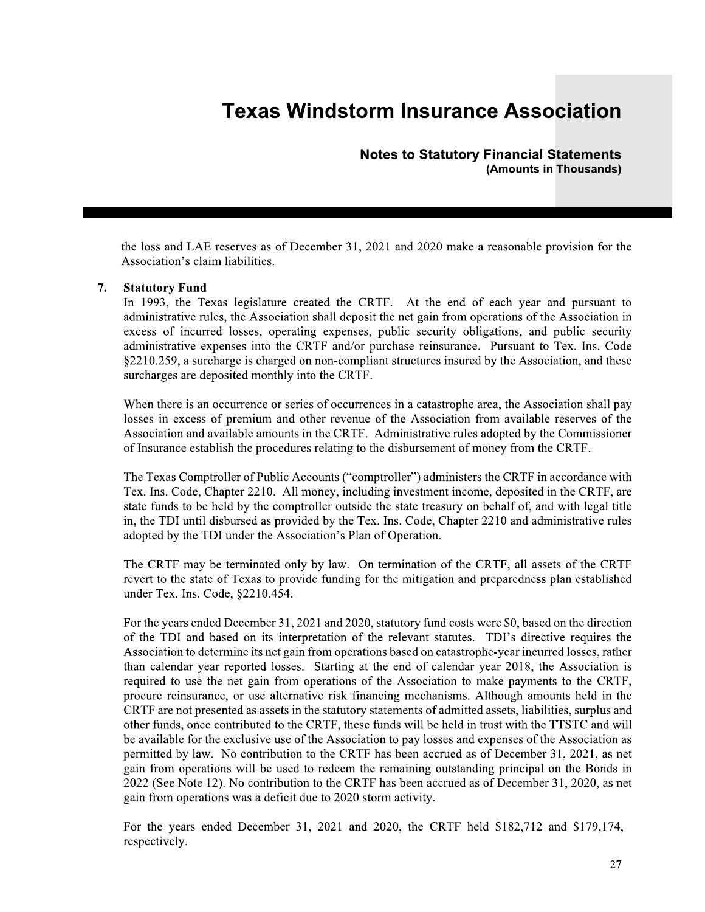the loss and LAE reserves as of December 31, 2021 and 2020 make a reasonable provision for the Association's claim liabilities.

## 7. Statutory Fund

In 1993, the Texas legislature created the CRTF. At the end of each year and pursuant to administrative rules, the Association shall deposit the net gain from operations of the Association in excess of incurred losses, operating expenses, public security obligations, and public security administrative expenses into the CRTF and/or purchase reinsurance. Pursuant to Tex. Ins. Code §2210.259, a surcharge is charged on non-compliant structures insured by the Association, and these surcharges are deposited monthly into the CRTF.

When there is an occurrence or series of occurrences in a catastrophe area, the Association shall pay losses in excess of premium and other revenue of the Association from available reserves of the Association and available amounts in the CRTF. Administrative rules adopted by the Commissioner of Insurance establish the procedures relating to the disbursement of money from the CRTF.

The Texas Comptroller of Public Accounts ("comptroller") administers the CRTF in accordance with Tex. Ins. Code, Chapter 2210. All money, including investment income, deposited in the CRTF, are state funds to be held by the comptroller outside the state treasury on behalf of, and with legal title in, the TDI until disbursed as provided by the Tex. Ins. Code, Chapter 2210 and administrative rules adopted by the TDI under the Association's Plan of Operation.

The CRTF may be terminated only by law. On termination of the CRTF, all assets of the CRTF revert to the state of Texas to provide funding for the mitigation and preparedness plan established under Tex. Ins. Code, §2210.454.

For the years ended December 31, 2021 and 2020, statutory fund costs were $0, based on the direction of the TDI and based on its interpretation of the relevant statutes. TDI's directive requires the Association to determine its net gain from operations based on catastrophe-year incurred losses, rather than calendar year reported losses. Starting at the end of calendar year 2018, the Association is required to use the net gain from operations of the Association to make payments to the CRTF, procure reinsurance, or use alternative risk financing mechanisms. Although amounts held in the CRTF are not presented as assets in the statutory statements of admitted assets, liabilities, surplus and other funds, once contributed to the CRTF, these funds will be held in trust with the TTSTC and will be available for the exclusive use of the Association to pay losses and expenses of the Association as permitted by law. No contribution to the CRTF has been accrued as of December 31, 2021, as net gain from operations will be used to redeem the remaining outstanding principal on the Bonds in 2022 (See Note 12). No contribution to the CRTF has been accrued as of December 31, 2020, as net gain from operations was a deficit due to 2020 storm activity.

For the years ended December 31, 2021 and 2020, the CRTF held $182,712 and $179,174, respectively.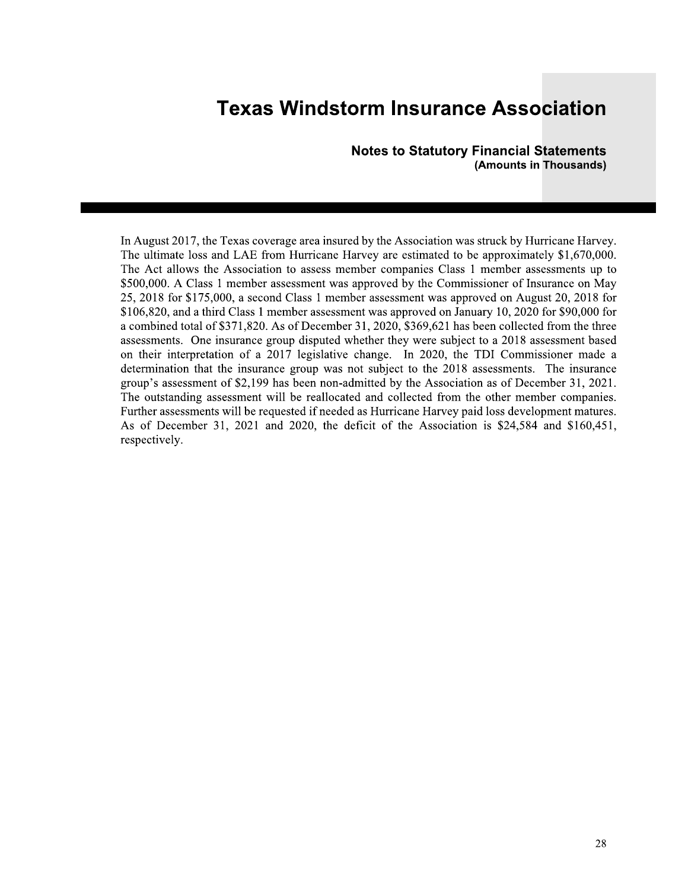In August 2017, the Texas coverage area insured by the Association was struck by Hurricane Harvey. The ultimate loss and LAE from Hurricane Harvey are estimated to be approximately $1,670,000. The Act allows the Association to assess member companies Class 1 member assessments up to $500,000. A Class 1 member assessment was approved by the Commissioner of Insurance on May 25, 2018 for $175,000, a second Class 1 member assessment was approved on August 20, 2018 for $106,820, and a third Class 1 member assessment was approved on January 10, 2020 for $90,000 for a combined total of $371,820. As of December 31, 2020, $369,621 has been collected from the three assessments. One insurance group disputed whether they were subject to a 2018 assessment based on their interpretation of a 2017 legislative change. In 2020, the TDI Commissioner made a determination that the insurance group was not subject to the 2018 assessments. The insurance group's assessment of $2,199 has been non-admitted by the Association as of December 31, 2021. The outstanding assessment will be reallocated and collected from the other member companies. Further assessments will be requested if needed as Hurricane Harvey paid loss development matures. As of December 31, 2021 and 2020, the deficit of the Association is $24,584 and $160,451, respectively.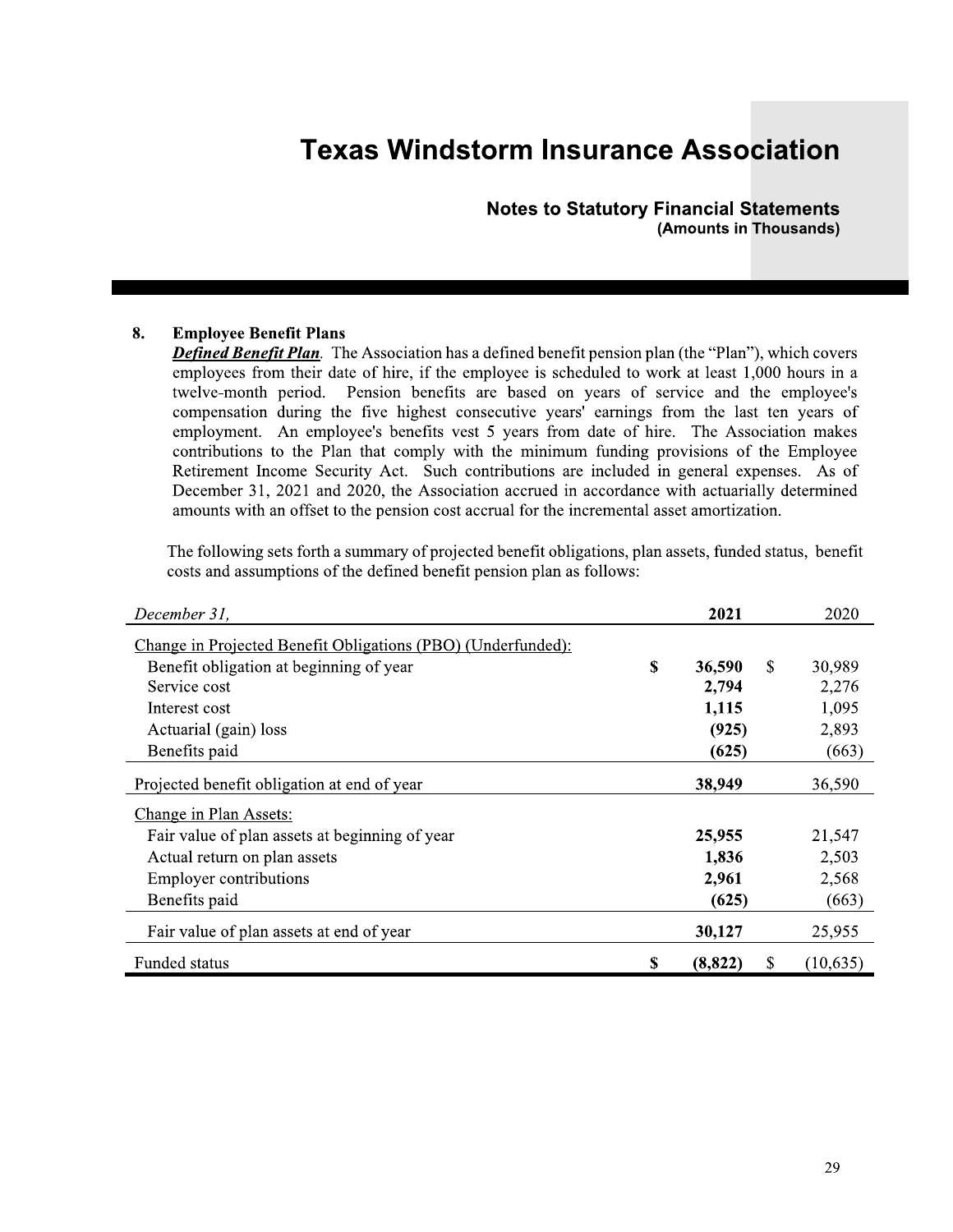# Texas Windstorm Insurance Association

## Notes to Statutory Financial Statements
**(Amounts in Thousands)**

**8. Employee Benefit Plans**

***Defined Benefit Plan***. The Association has a defined benefit pension plan (the "Plan"), which covers employees from their date of hire, if the employee is scheduled to work at least 1,000 hours in a twelve-month period. Pension benefits are based on years of service and the employee's compensation during the five highest consecutive years' earnings from the last ten years of employment. An employee's benefits vest 5 years from date of hire. The Association makes contributions to the Plan that comply with the minimum funding provisions of the Employee Retirement Income Security Act. Such contributions are included in general expenses. As of December 31, 2021 and 2020, the Association accrued in accordance with actuarially determined amounts with an offset to the pension cost accrual for the incremental asset amortization.

The following sets forth a summary of projected benefit obligations, plan assets, funded status, benefit costs and assumptions of the defined benefit pension plan as follows:

| *December 31,* | **2021** | 2020 |
|---|---|---|
| Change in Projected Benefit Obligations (PBO) (Underfunded): | | |
| Benefit obligation at beginning of year | **$ 36,590** | $ 30,989 |
| Service cost | **2,794** | 2,276 |
| Interest cost | **1,115** | 1,095 |
| Actuarial (gain) loss | **(925)** | 2,893 |
| Benefits paid | **(625)** | (663) |
| Projected benefit obligation at end of year | **38,949** | 36,590 |
| Change in Plan Assets: | | |
| Fair value of plan assets at beginning of year | **25,955** | 21,547 |
| Actual return on plan assets | **1,836** | 2,503 |
| Employer contributions | **2,961** | 2,568 |
| Benefits paid | **(625)** | (663) |
| Fair value of plan assets at end of year | **30,127** | 25,955 |
| Funded status | **$ (8,822)** | $ (10,635) |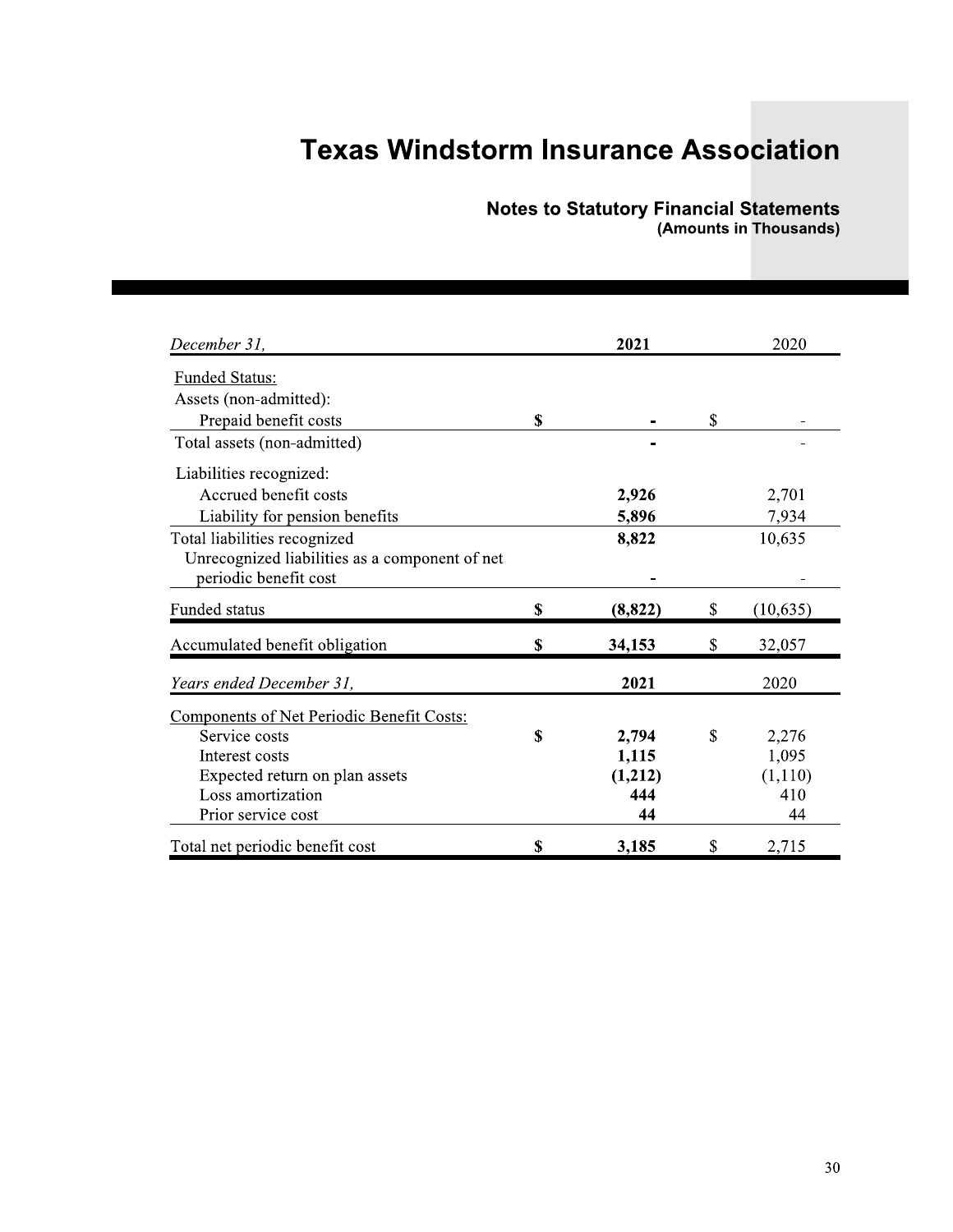| December 31, | 2021 | 2020 |
|---|---|---|
| Funded Status: | | |
| Assets (non-admitted): | | |
| Prepaid benefit costs | $ - | $ - |
| Total assets (non-admitted) | - | - |
| Liabilities recognized: | | |
| Accrued benefit costs | 2,926 | 2,701 |
| Liability for pension benefits | 5,896 | 7,934 |
| Total liabilities recognized | 8,822 | 10,635 |
| Unrecognized liabilities as a component of net periodic benefit cost | - | - |
| Funded status | $ (8,822) | $ (10,635) |
| Accumulated benefit obligation | $ 34,153 | $ 32,057 |

| Years ended December 31, | 2021 | 2020 |
|---|---|---|
| Components of Net Periodic Benefit Costs: | | |
| Service costs | $ 2,794 | $ 2,276 |
| Interest costs | 1,115 | 1,095 |
| Expected return on plan assets | (1,212) | (1,110) |
| Loss amortization | 444 | 410 |
| Prior service cost | 44 | 44 |
| Total net periodic benefit cost | $ 3,185 | $ 2,715 |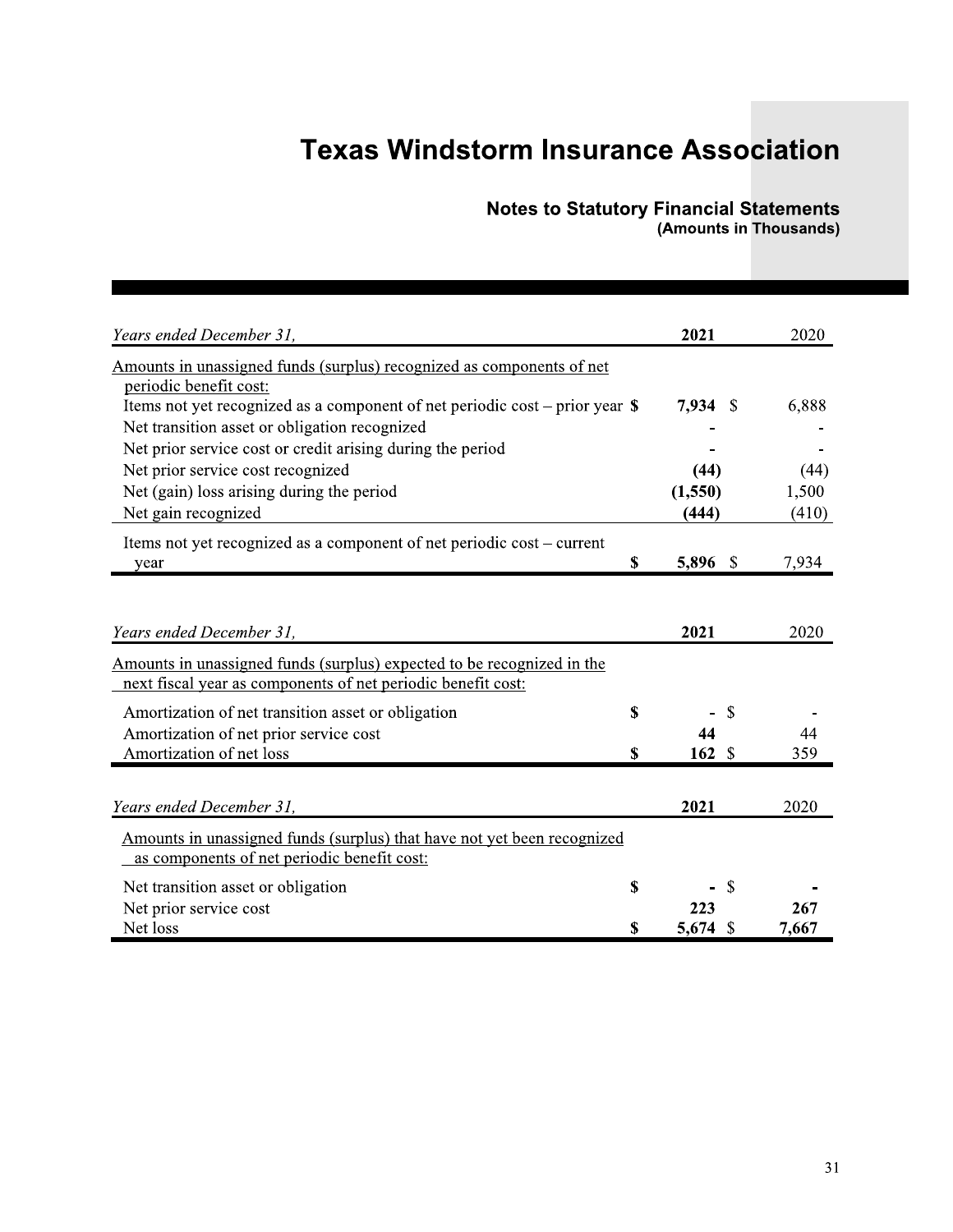# Texas Windstorm Insurance Association

## Notes to Statutory Financial Statements
**(Amounts in Thousands)**

| *Years ended December 31,* | **2021** | 2020 |
|---|---|---|
| Amounts in unassigned funds (surplus) recognized as components of net periodic benefit cost: | | |
| Items not yet recognized as a component of net periodic cost – prior year | **$ 7,934** | $ 6,888 |
| Net transition asset or obligation recognized | **-** | - |
| Net prior service cost or credit arising during the period | **-** | - |
| Net prior service cost recognized | **(44)** | (44) |
| Net (gain) loss arising during the period | **(1,550)** | 1,500 |
| Net gain recognized | **(444)** | (410) |
| Items not yet recognized as a component of net periodic cost – current year | **$ 5,896** | $ 7,934 |

| *Years ended December 31,* | **2021** | 2020 |
|---|---|---|
| Amounts in unassigned funds (surplus) expected to be recognized in the next fiscal year as components of net periodic benefit cost: | | |
| Amortization of net transition asset or obligation | **$ -** | $ - |
| Amortization of net prior service cost | **44** | 44 |
| Amortization of net loss | **$ 162** | $ 359 |

| *Years ended December 31,* | **2021** | 2020 |
|---|---|---|
| Amounts in unassigned funds (surplus) that have not yet been recognized as components of net periodic benefit cost: | | |
| Net transition asset or obligation | **$ -** | $ **-** |
| Net prior service cost | **223** | **267** |
| Net loss | **$ 5,674** | $ **7,667** |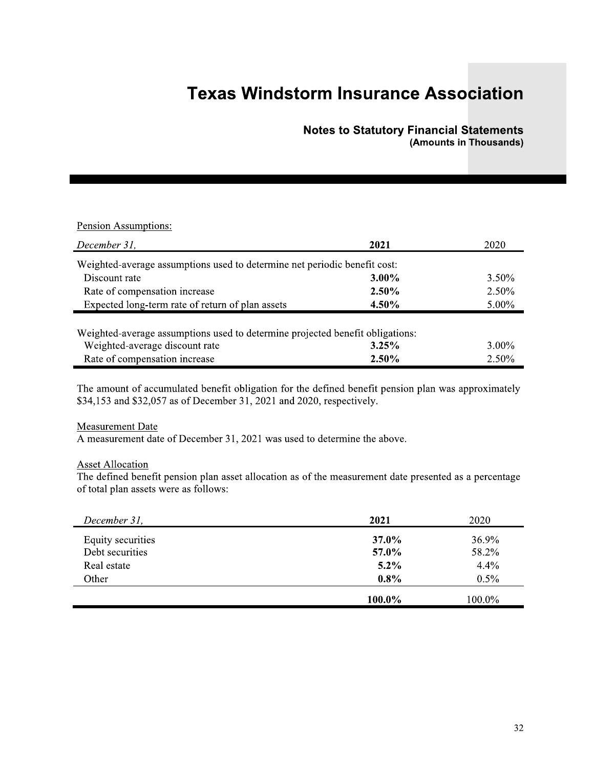Pension Assumptions:

| *December 31,* | **2021** | 2020 |
|---|---|---|
| Weighted-average assumptions used to determine net periodic benefit cost: | | |
| Discount rate | **3.00%** | 3.50% |
| Rate of compensation increase | **2.50%** | 2.50% |
| Expected long-term rate of return of plan assets | **4.50%** | 5.00% |
| Weighted-average assumptions used to determine projected benefit obligations: | | |
| Weighted-average discount rate | **3.25%** | 3.00% |
| Rate of compensation increase | **2.50%** | 2.50% |

The amount of accumulated benefit obligation for the defined benefit pension plan was approximately $34,153 and $32,057 as of December 31, 2021 and 2020, respectively.

Measurement Date

A measurement date of December 31, 2021 was used to determine the above.

Asset Allocation

The defined benefit pension plan asset allocation as of the measurement date presented as a percentage of total plan assets were as follows:

| *December 31,* | **2021** | 2020 |
|---|---|---|
| Equity securities | **37.0%** | 36.9% |
| Debt securities | **57.0%** | 58.2% |
| Real estate | **5.2%** | 4.4% |
| Other | **0.8%** | 0.5% |
| | **100.0%** | 100.0% |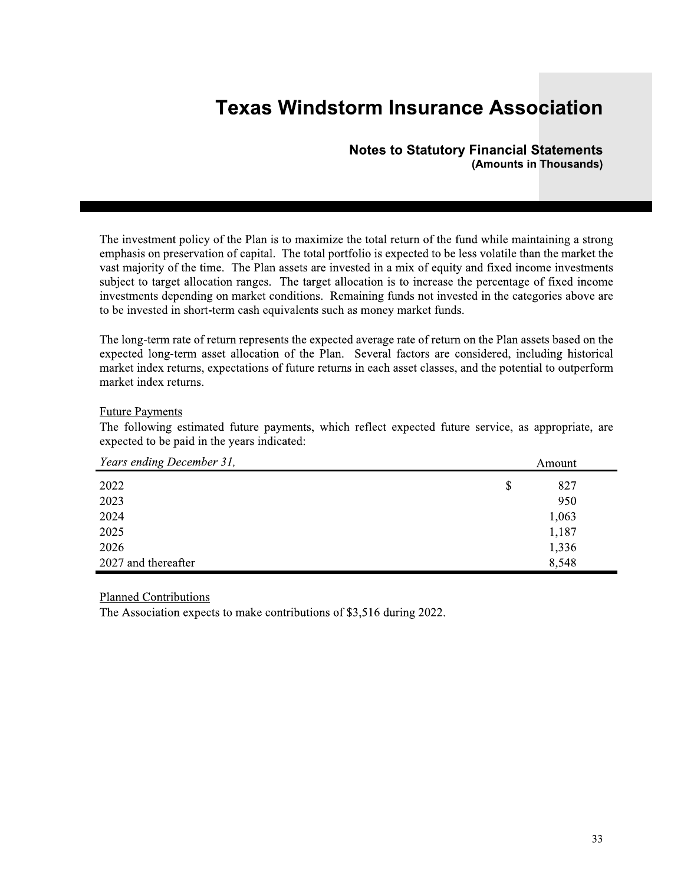The investment policy of the Plan is to maximize the total return of the fund while maintaining a strong emphasis on preservation of capital. The total portfolio is expected to be less volatile than the market the vast majority of the time. The Plan assets are invested in a mix of equity and fixed income investments subject to target allocation ranges. The target allocation is to increase the percentage of fixed income investments depending on market conditions. Remaining funds not invested in the categories above are to be invested in short-term cash equivalents such as money market funds.

The long-term rate of return represents the expected average rate of return on the Plan assets based on the expected long-term asset allocation of the Plan. Several factors are considered, including historical market index returns, expectations of future returns in each asset classes, and the potential to outperform market index returns.

Future Payments

The following estimated future payments, which reflect expected future service, as appropriate, are expected to be paid in the years indicated:

| *Years ending December 31,* | Amount |
|---|---|
| 2022 | $ 827 |
| 2023 | 950 |
| 2024 | 1,063 |
| 2025 | 1,187 |
| 2026 | 1,336 |
| 2027 and thereafter | 8,548 |

Planned Contributions

The Association expects to make contributions of $3,516 during 2022.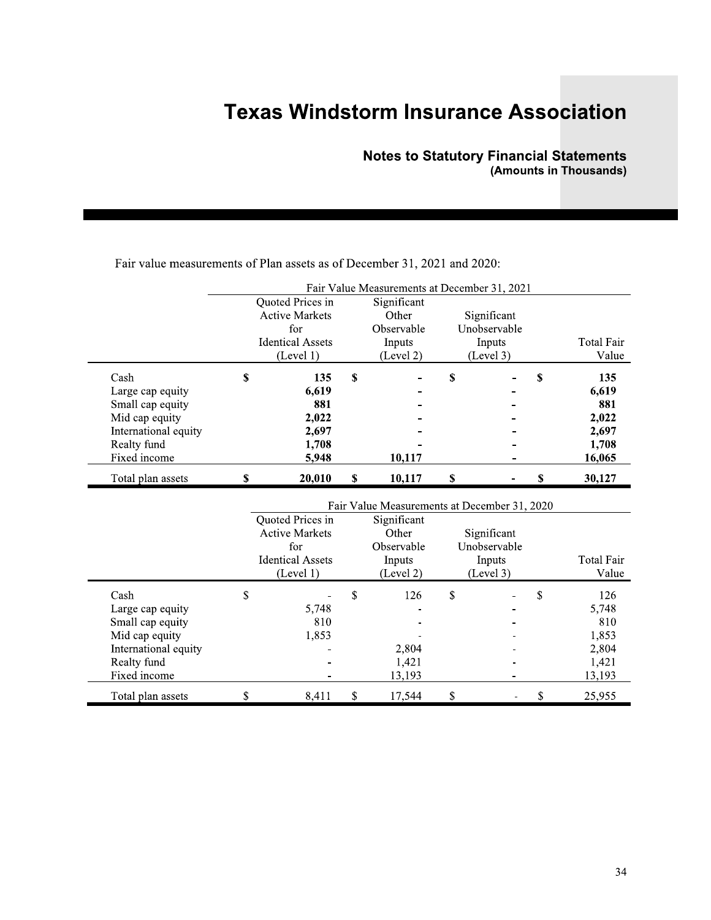# Texas Windstorm Insurance Association

## Notes to Statutory Financial Statements
**(Amounts in Thousands)**

Fair value measurements of Plan assets as of December 31, 2021 and 2020:

| | Fair Value Measurements at December 31, 2021 | | | |
|---|---|---|---|---|
| | Quoted Prices in Active Markets for Identical Assets (Level 1) | Significant Other Observable Inputs (Level 2) | Significant Unobservable Inputs (Level 3) | Total Fair Value |
| Cash | **$ 135** | **$ -** | **$ -** | **$ 135** |
| Large cap equity | **6,619** | **-** | **-** | **6,619** |
| Small cap equity | **881** | **-** | **-** | **881** |
| Mid cap equity | **2,022** | **-** | **-** | **2,022** |
| International equity | **2,697** | **-** | **-** | **2,697** |
| Realty fund | **1,708** | **-** | **-** | **1,708** |
| Fixed income | **5,948** | **10,117** | **-** | **16,065** |
| Total plan assets | **$ 20,010** | **$ 10,117** | **$ -** | **$ 30,127** |

| | Fair Value Measurements at December 31, 2020 | | | |
|---|---|---|---|---|
| | Quoted Prices in Active Markets for Identical Assets (Level 1) | Significant Other Observable Inputs (Level 2) | Significant Unobservable Inputs (Level 3) | Total Fair Value |
| Cash | $ - | $ 126 | $ - | $ 126 |
| Large cap equity | 5,748 | - | - | 5,748 |
| Small cap equity | 810 | - | - | 810 |
| Mid cap equity | 1,853 | - | - | 1,853 |
| International equity | - | 2,804 | - | 2,804 |
| Realty fund | - | 1,421 | - | 1,421 |
| Fixed income | - | 13,193 | - | 13,193 |
| Total plan assets | $ 8,411 | $ 17,544 | $ - | $ 25,955 |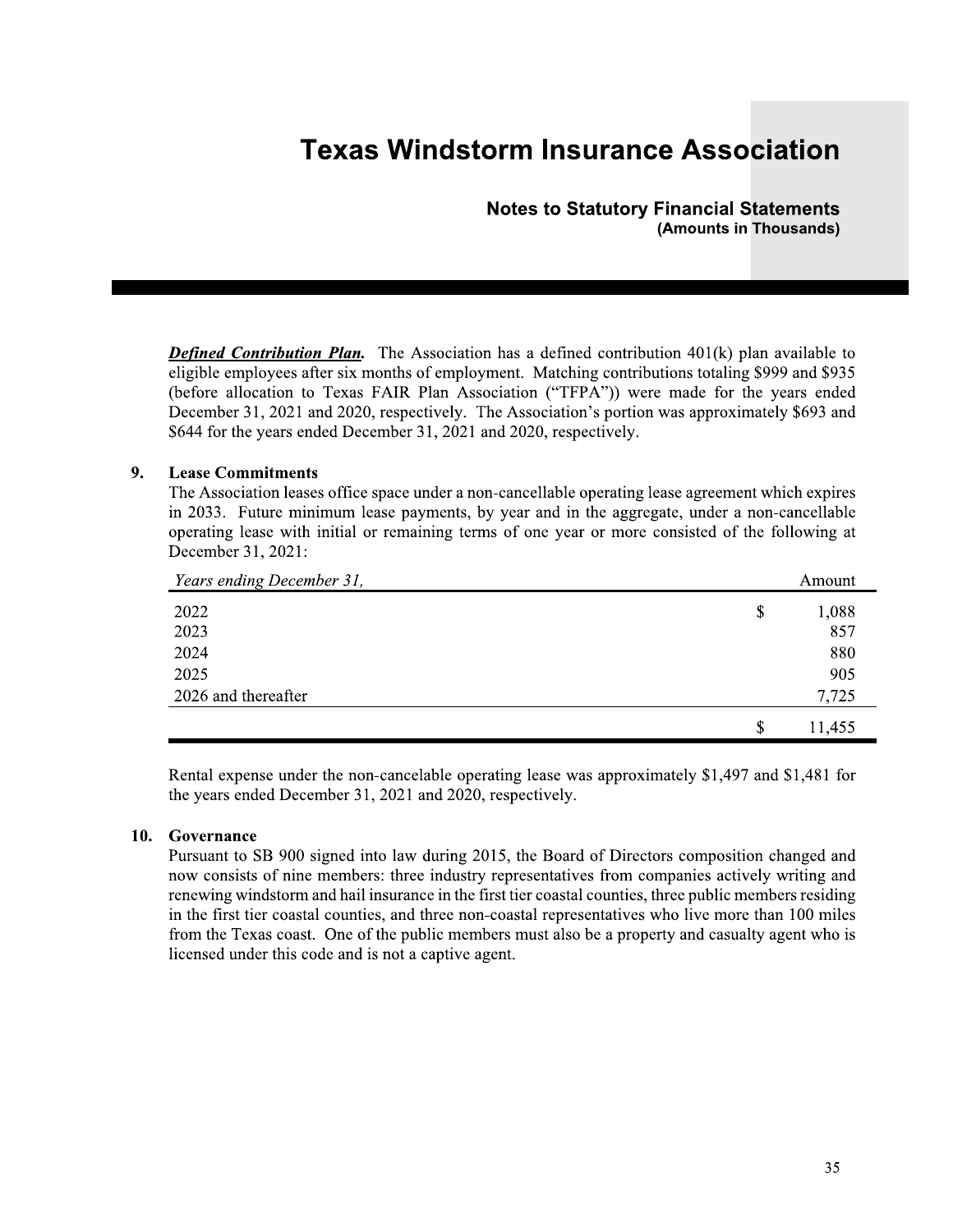***Defined Contribution Plan.*** The Association has a defined contribution 401(k) plan available to eligible employees after six months of employment. Matching contributions totaling $999 and $935 (before allocation to Texas FAIR Plan Association ("TFPA")) were made for the years ended December 31, 2021 and 2020, respectively. The Association's portion was approximately $693 and $644 for the years ended December 31, 2021 and 2020, respectively.

## 9. Lease Commitments

The Association leases office space under a non-cancellable operating lease agreement which expires in 2033. Future minimum lease payments, by year and in the aggregate, under a non-cancellable operating lease with initial or remaining terms of one year or more consisted of the following at December 31, 2021:

| *Years ending December 31,* | Amount |
|---|---|
| 2022 | $ 1,088 |
| 2023 | 857 |
| 2024 | 880 |
| 2025 | 905 |
| 2026 and thereafter | 7,725 |
| | $ 11,455 |

Rental expense under the non-cancelable operating lease was approximately $1,497 and $1,481 for the years ended December 31, 2021 and 2020, respectively.

## 10. Governance

Pursuant to SB 900 signed into law during 2015, the Board of Directors composition changed and now consists of nine members: three industry representatives from companies actively writing and renewing windstorm and hail insurance in the first tier coastal counties, three public members residing in the first tier coastal counties, and three non-coastal representatives who live more than 100 miles from the Texas coast. One of the public members must also be a property and casualty agent who is licensed under this code and is not a captive agent.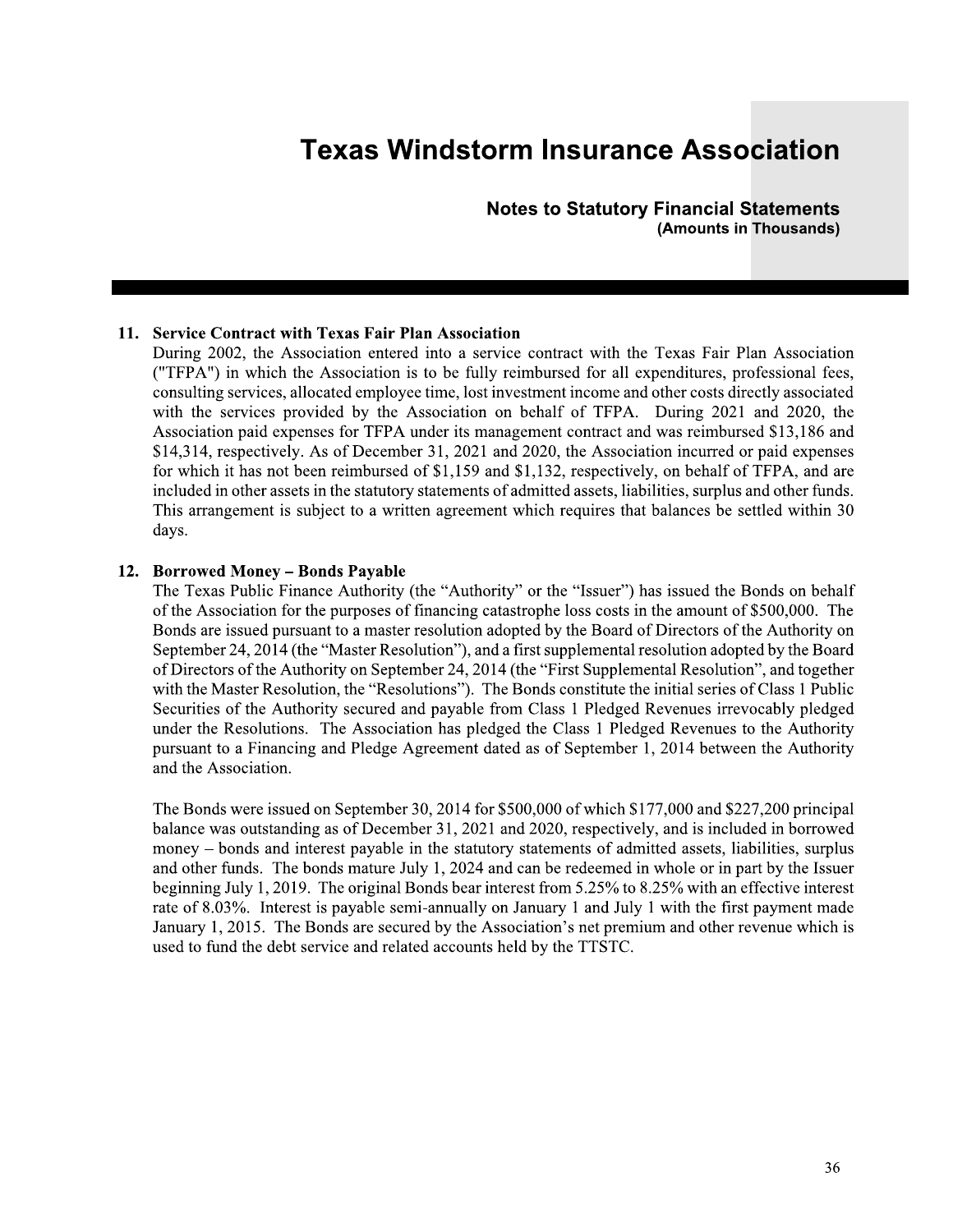## 11. Service Contract with Texas Fair Plan Association

During 2002, the Association entered into a service contract with the Texas Fair Plan Association ("TFPA") in which the Association is to be fully reimbursed for all expenditures, professional fees, consulting services, allocated employee time, lost investment income and other costs directly associated with the services provided by the Association on behalf of TFPA. During 2021 and 2020, the Association paid expenses for TFPA under its management contract and was reimbursed $13,186 and $14,314, respectively. As of December 31, 2021 and 2020, the Association incurred or paid expenses for which it has not been reimbursed of $1,159 and $1,132, respectively, on behalf of TFPA, and are included in other assets in the statutory statements of admitted assets, liabilities, surplus and other funds. This arrangement is subject to a written agreement which requires that balances be settled within 30 days.

## 12. Borrowed Money – Bonds Payable

The Texas Public Finance Authority (the "Authority" or the "Issuer") has issued the Bonds on behalf of the Association for the purposes of financing catastrophe loss costs in the amount of $500,000. The Bonds are issued pursuant to a master resolution adopted by the Board of Directors of the Authority on September 24, 2014 (the "Master Resolution"), and a first supplemental resolution adopted by the Board of Directors of the Authority on September 24, 2014 (the "First Supplemental Resolution", and together with the Master Resolution, the "Resolutions"). The Bonds constitute the initial series of Class 1 Public Securities of the Authority secured and payable from Class 1 Pledged Revenues irrevocably pledged under the Resolutions. The Association has pledged the Class 1 Pledged Revenues to the Authority pursuant to a Financing and Pledge Agreement dated as of September 1, 2014 between the Authority and the Association.

The Bonds were issued on September 30, 2014 for $500,000 of which $177,000 and $227,200 principal balance was outstanding as of December 31, 2021 and 2020, respectively, and is included in borrowed money – bonds and interest payable in the statutory statements of admitted assets, liabilities, surplus and other funds. The bonds mature July 1, 2024 and can be redeemed in whole or in part by the Issuer beginning July 1, 2019. The original Bonds bear interest from 5.25% to 8.25% with an effective interest rate of 8.03%. Interest is payable semi-annually on January 1 and July 1 with the first payment made January 1, 2015. The Bonds are secured by the Association's net premium and other revenue which is used to fund the debt service and related accounts held by the TTSTC.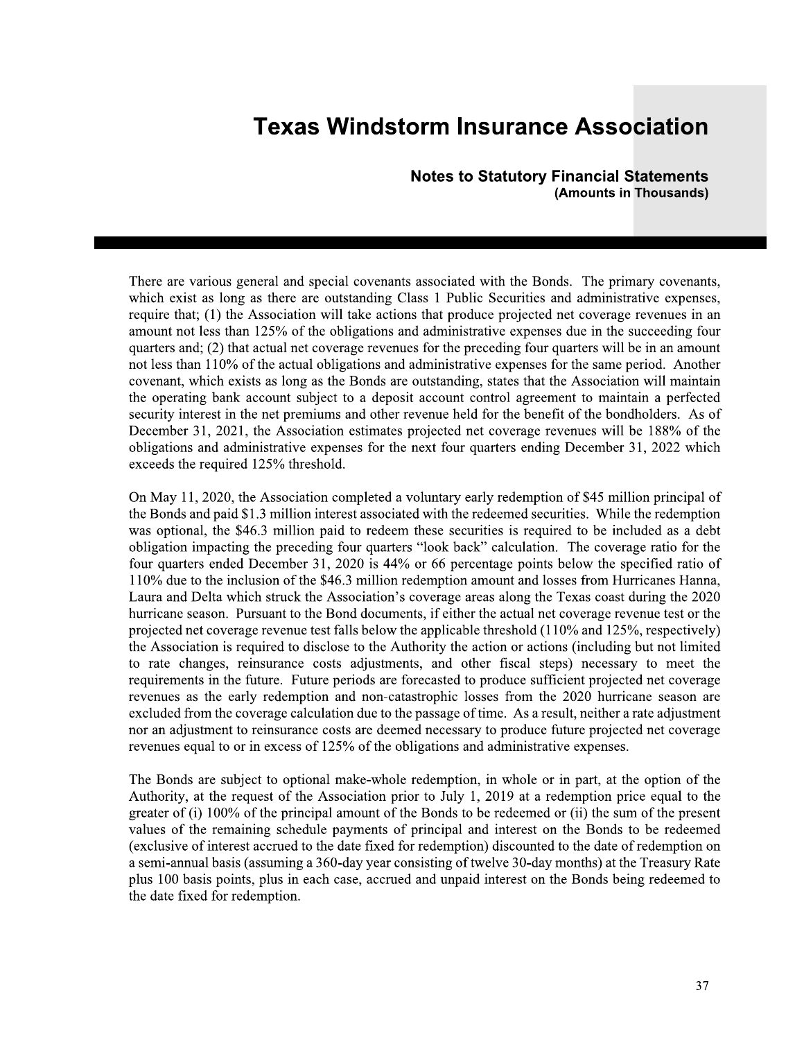There are various general and special covenants associated with the Bonds. The primary covenants, which exist as long as there are outstanding Class 1 Public Securities and administrative expenses, require that; (1) the Association will take actions that produce projected net coverage revenues in an amount not less than 125% of the obligations and administrative expenses due in the succeeding four quarters and; (2) that actual net coverage revenues for the preceding four quarters will be in an amount not less than 110% of the actual obligations and administrative expenses for the same period. Another covenant, which exists as long as the Bonds are outstanding, states that the Association will maintain the operating bank account subject to a deposit account control agreement to maintain a perfected security interest in the net premiums and other revenue held for the benefit of the bondholders. As of December 31, 2021, the Association estimates projected net coverage revenues will be 188% of the obligations and administrative expenses for the next four quarters ending December 31, 2022 which exceeds the required 125% threshold.

On May 11, 2020, the Association completed a voluntary early redemption of $45 million principal of the Bonds and paid $1.3 million interest associated with the redeemed securities. While the redemption was optional, the $46.3 million paid to redeem these securities is required to be included as a debt obligation impacting the preceding four quarters "look back" calculation. The coverage ratio for the four quarters ended December 31, 2020 is 44% or 66 percentage points below the specified ratio of 110% due to the inclusion of the $46.3 million redemption amount and losses from Hurricanes Hanna, Laura and Delta which struck the Association's coverage areas along the Texas coast during the 2020 hurricane season. Pursuant to the Bond documents, if either the actual net coverage revenue test or the projected net coverage revenue test falls below the applicable threshold (110% and 125%, respectively) the Association is required to disclose to the Authority the action or actions (including but not limited to rate changes, reinsurance costs adjustments, and other fiscal steps) necessary to meet the requirements in the future. Future periods are forecasted to produce sufficient projected net coverage revenues as the early redemption and non-catastrophic losses from the 2020 hurricane season are excluded from the coverage calculation due to the passage of time. As a result, neither a rate adjustment nor an adjustment to reinsurance costs are deemed necessary to produce future projected net coverage revenues equal to or in excess of 125% of the obligations and administrative expenses.

The Bonds are subject to optional make-whole redemption, in whole or in part, at the option of the Authority, at the request of the Association prior to July 1, 2019 at a redemption price equal to the greater of (i) 100% of the principal amount of the Bonds to be redeemed or (ii) the sum of the present values of the remaining schedule payments of principal and interest on the Bonds to be redeemed (exclusive of interest accrued to the date fixed for redemption) discounted to the date of redemption on a semi-annual basis (assuming a 360-day year consisting of twelve 30-day months) at the Treasury Rate plus 100 basis points, plus in each case, accrued and unpaid interest on the Bonds being redeemed to the date fixed for redemption.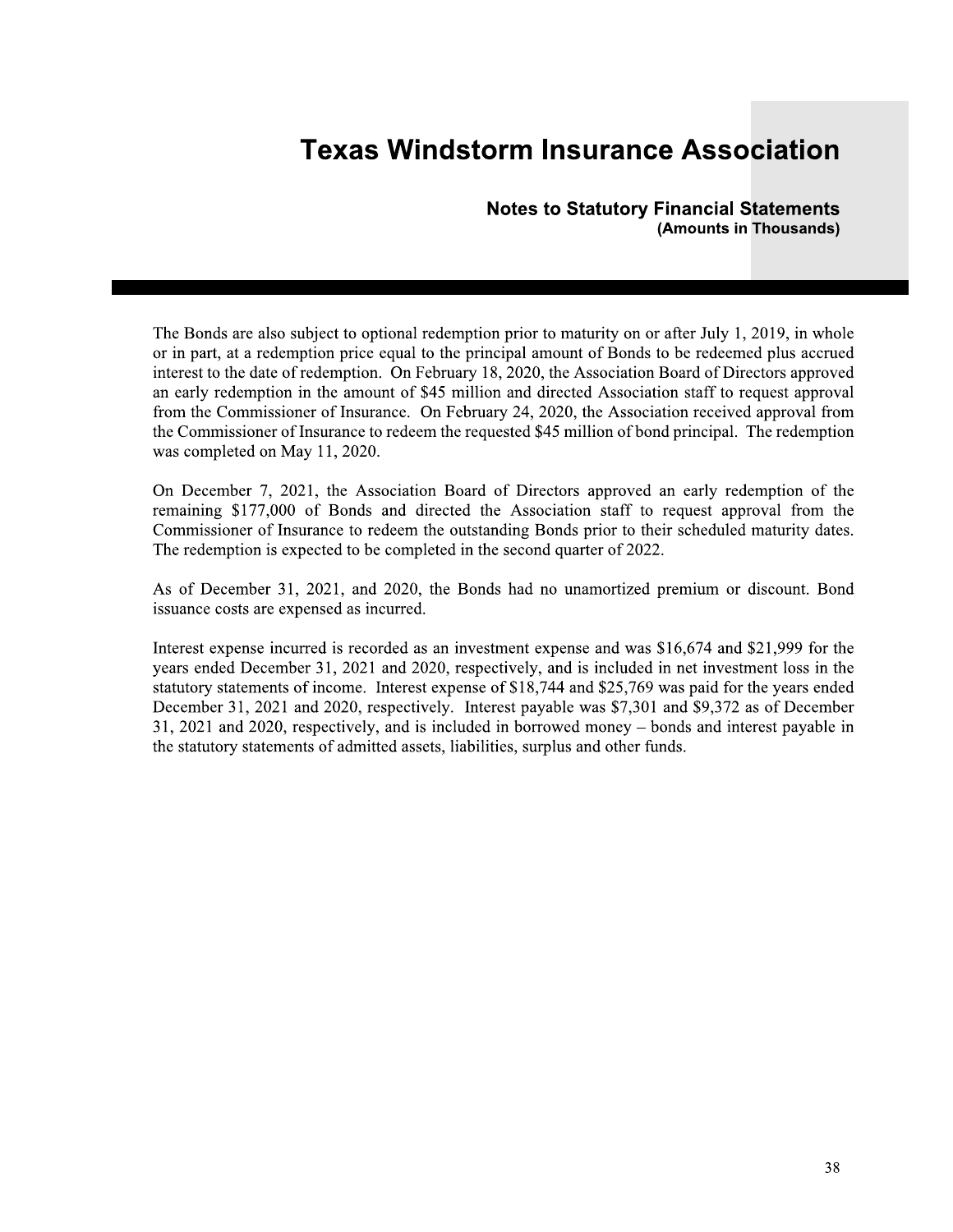The Bonds are also subject to optional redemption prior to maturity on or after July 1, 2019, in whole or in part, at a redemption price equal to the principal amount of Bonds to be redeemed plus accrued interest to the date of redemption. On February 18, 2020, the Association Board of Directors approved an early redemption in the amount of $45 million and directed Association staff to request approval from the Commissioner of Insurance. On February 24, 2020, the Association received approval from the Commissioner of Insurance to redeem the requested $45 million of bond principal. The redemption was completed on May 11, 2020.

On December 7, 2021, the Association Board of Directors approved an early redemption of the remaining $177,000 of Bonds and directed the Association staff to request approval from the Commissioner of Insurance to redeem the outstanding Bonds prior to their scheduled maturity dates. The redemption is expected to be completed in the second quarter of 2022.

As of December 31, 2021, and 2020, the Bonds had no unamortized premium or discount. Bond issuance costs are expensed as incurred.

Interest expense incurred is recorded as an investment expense and was $16,674 and $21,999 for the years ended December 31, 2021 and 2020, respectively, and is included in net investment loss in the statutory statements of income. Interest expense of $18,744 and $25,769 was paid for the years ended December 31, 2021 and 2020, respectively. Interest payable was $7,301 and $9,372 as of December 31, 2021 and 2020, respectively, and is included in borrowed money – bonds and interest payable in the statutory statements of admitted assets, liabilities, surplus and other funds.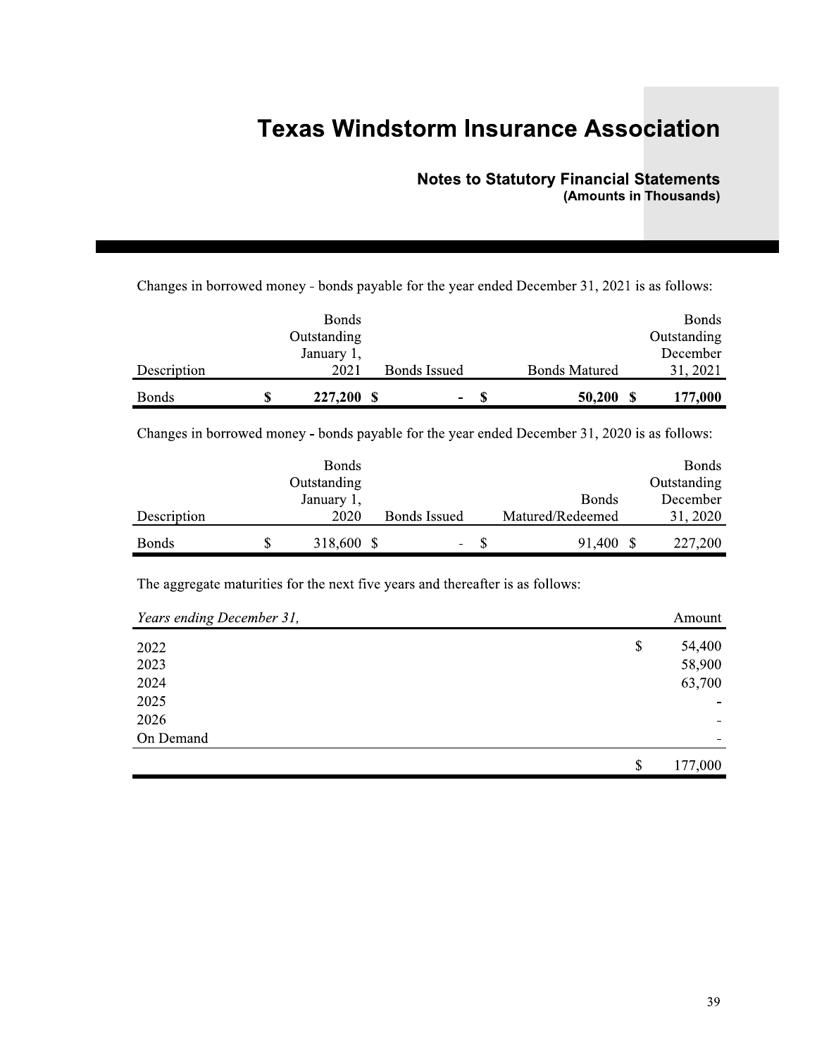Changes in borrowed money - bonds payable for the year ended December 31, 2021 is as follows:

| Description | Bonds Outstanding January 1, 2021 | Bonds Issued | Bonds Matured | Bonds Outstanding December 31, 2021 |
|---|---|---|---|---|
| Bonds | **$ 227,200** | **$ -** | **$ 50,200** | **$ 177,000** |

Changes in borrowed money - bonds payable for the year ended December 31, 2020 is as follows:

| Description | Bonds Outstanding January 1, 2020 | Bonds Issued | Bonds Matured/Redeemed | Bonds Outstanding December 31, 2020 |
|---|---|---|---|---|
| Bonds | $ 318,600 | $ - | $ 91,400 | $ 227,200 |

The aggregate maturities for the next five years and thereafter is as follows:

| *Years ending December 31,* | Amount |
|---|---|
| 2022 | $ 54,400 |
| 2023 | 58,900 |
| 2024 | 63,700 |
| 2025 | - |
| 2026 | - |
| On Demand | - |
| | $ 177,000 |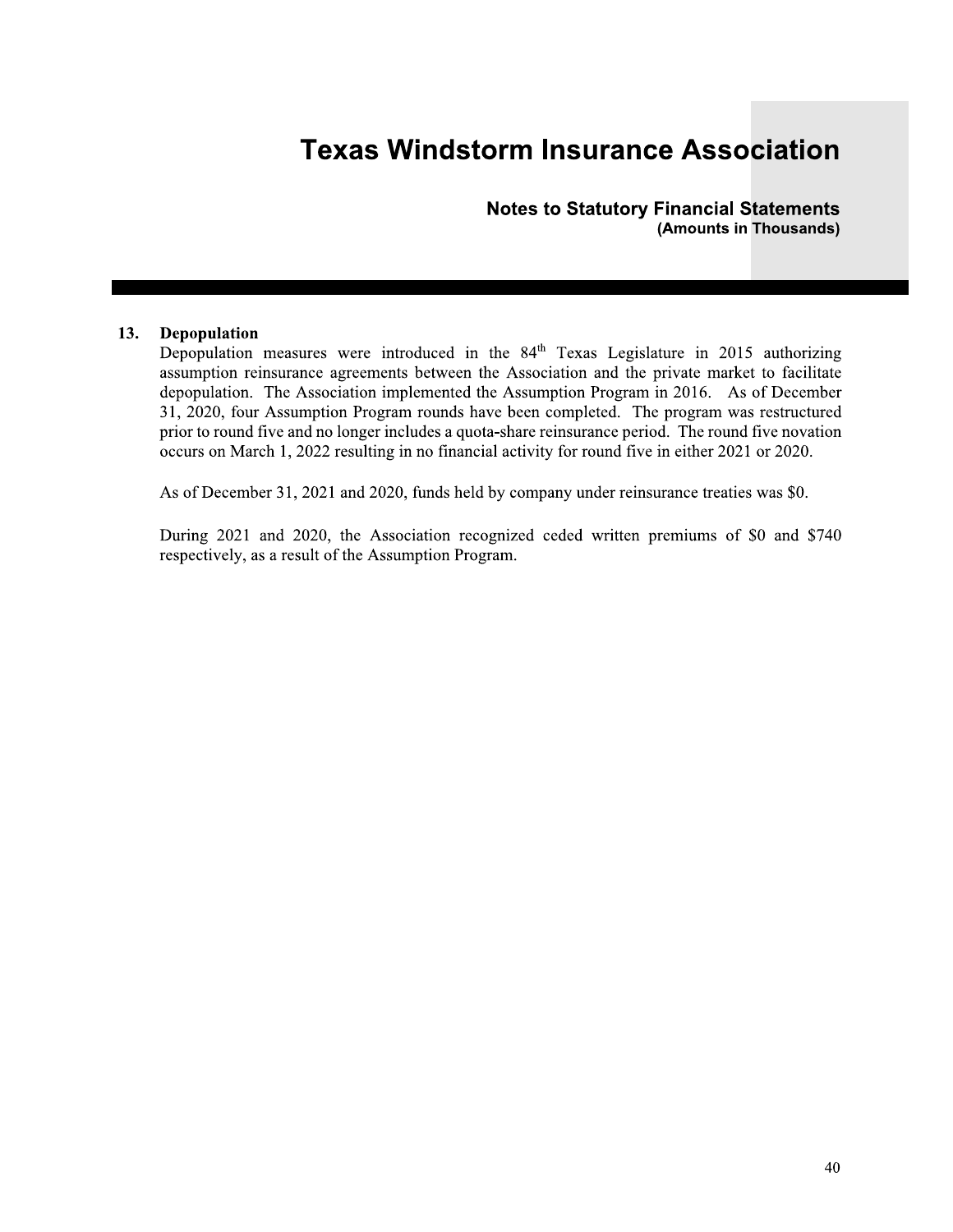## 13. Depopulation

Depopulation measures were introduced in the 84th Texas Legislature in 2015 authorizing assumption reinsurance agreements between the Association and the private market to facilitate depopulation. The Association implemented the Assumption Program in 2016. As of December 31, 2020, four Assumption Program rounds have been completed. The program was restructured prior to round five and no longer includes a quota-share reinsurance period. The round five novation occurs on March 1, 2022 resulting in no financial activity for round five in either 2021 or 2020.

As of December 31, 2021 and 2020, funds held by company under reinsurance treaties was $0.

During 2021 and 2020, the Association recognized ceded written premiums of $0 and $740 respectively, as a result of the Assumption Program.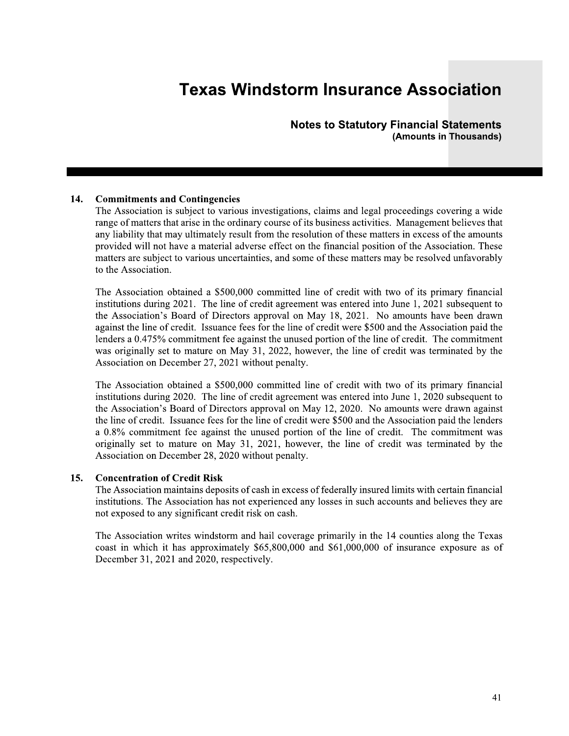## 14. Commitments and Contingencies

The Association is subject to various investigations, claims and legal proceedings covering a wide range of matters that arise in the ordinary course of its business activities. Management believes that any liability that may ultimately result from the resolution of these matters in excess of the amounts provided will not have a material adverse effect on the financial position of the Association. These matters are subject to various uncertainties, and some of these matters may be resolved unfavorably to the Association.

The Association obtained a $500,000 committed line of credit with two of its primary financial institutions during 2021. The line of credit agreement was entered into June 1, 2021 subsequent to the Association's Board of Directors approval on May 18, 2021. No amounts have been drawn against the line of credit. Issuance fees for the line of credit were $500 and the Association paid the lenders a 0.475% commitment fee against the unused portion of the line of credit. The commitment was originally set to mature on May 31, 2022, however, the line of credit was terminated by the Association on December 27, 2021 without penalty.

The Association obtained a $500,000 committed line of credit with two of its primary financial institutions during 2020. The line of credit agreement was entered into June 1, 2020 subsequent to the Association's Board of Directors approval on May 12, 2020. No amounts were drawn against the line of credit. Issuance fees for the line of credit were $500 and the Association paid the lenders a 0.8% commitment fee against the unused portion of the line of credit. The commitment was originally set to mature on May 31, 2021, however, the line of credit was terminated by the Association on December 28, 2020 without penalty.

## 15. Concentration of Credit Risk

The Association maintains deposits of cash in excess of federally insured limits with certain financial institutions. The Association has not experienced any losses in such accounts and believes they are not exposed to any significant credit risk on cash.

The Association writes windstorm and hail coverage primarily in the 14 counties along the Texas coast in which it has approximately $65,800,000 and $61,000,000 of insurance exposure as of December 31, 2021 and 2020, respectively.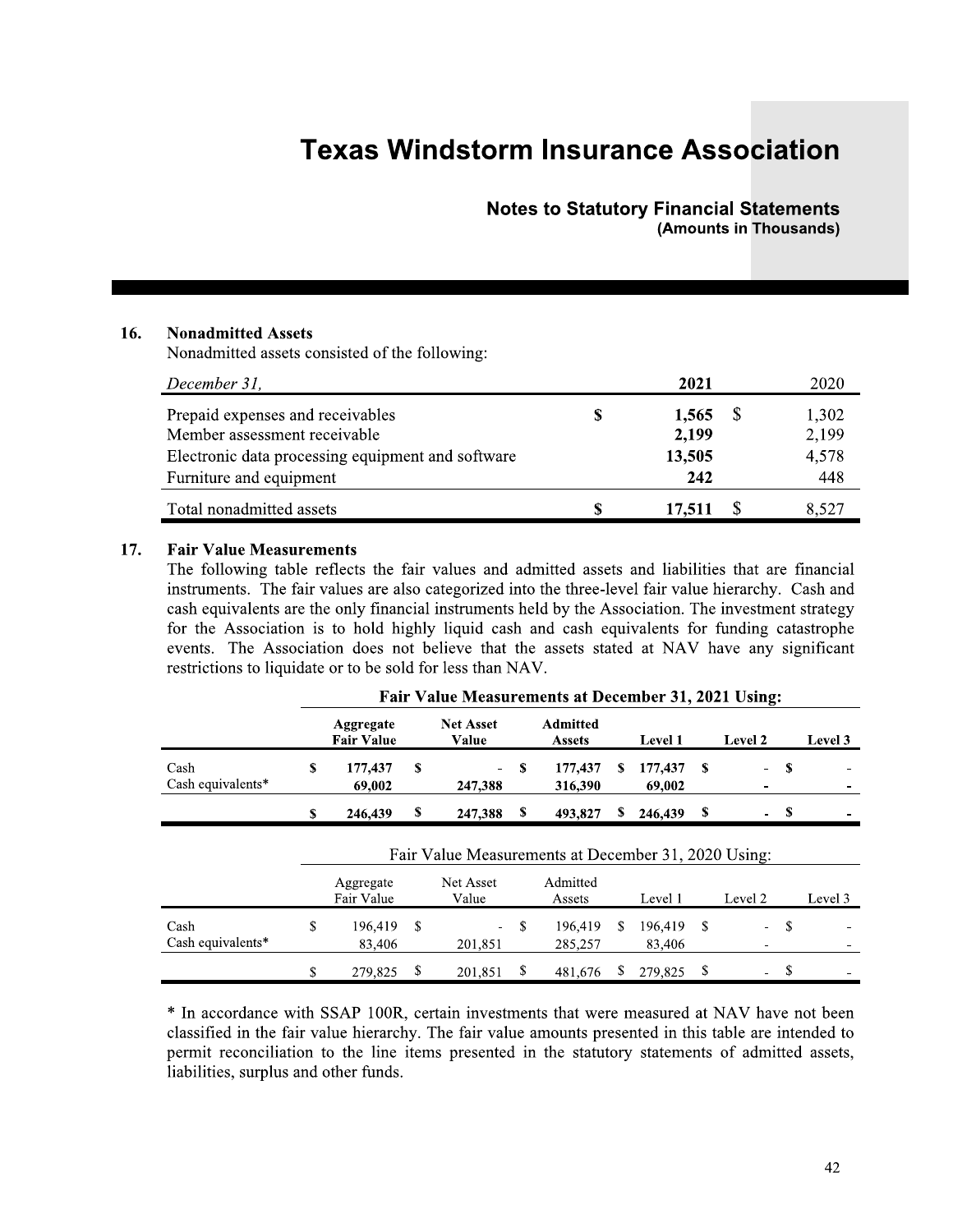## 16. Nonadmitted Assets

Nonadmitted assets consisted of the following:

| *December 31,* | | 2021 | | 2020 |
|---|---|---|---|---|
| Prepaid expenses and receivables | **$** | **1,565** | $ | 1,302 |
| Member assessment receivable | | **2,199** | | 2,199 |
| Electronic data processing equipment and software | | **13,505** | | 4,578 |
| Furniture and equipment | | **242** | | 448 |
| Total nonadmitted assets | **$** | **17,511** | $ | 8,527 |

## 17. Fair Value Measurements

The following table reflects the fair values and admitted assets and liabilities that are financial instruments. The fair values are also categorized into the three-level fair value hierarchy. Cash and cash equivalents are the only financial instruments held by the Association. The investment strategy for the Association is to hold highly liquid cash and cash equivalents for funding catastrophe events. The Association does not believe that the assets stated at NAV have any significant restrictions to liquidate or to be sold for less than NAV.

| | **Fair Value Measurements at December 31, 2021 Using:** | | | | | |
|---|---|---|---|---|---|---|
| | **Aggregate Fair Value** | **Net Asset Value** | **Admitted Assets** | **Level 1** | **Level 2** | **Level 3** |
| Cash | **$ 177,437** | **$ -** | **$ 177,437** | **$ 177,437** | **$ -** | **$ -** |
| Cash equivalents* | **69,002** | **247,388** | **316,390** | **69,002** | **-** | **-** |
| | **$ 246,439** | **$ 247,388** | **$ 493,827** | **$ 246,439** | **$ -** | **$ -** |

| | Fair Value Measurements at December 31, 2020 Using: | | | | | |
|---|---|---|---|---|---|---|
| | Aggregate Fair Value | Net Asset Value | Admitted Assets | Level 1 | Level 2 | Level 3 |
| Cash | $ 196,419 | $ - | $ 196,419 | $ 196,419 | $ - | $ - |
| Cash equivalents* | 83,406 | 201,851 | 285,257 | 83,406 | - | - |
| | $ 279,825 | $ 201,851 | $ 481,676 | $ 279,825 | $ - | $ - |

* In accordance with SSAP 100R, certain investments that were measured at NAV have not been classified in the fair value hierarchy. The fair value amounts presented in this table are intended to permit reconciliation to the line items presented in the statutory statements of admitted assets, liabilities, surplus and other funds.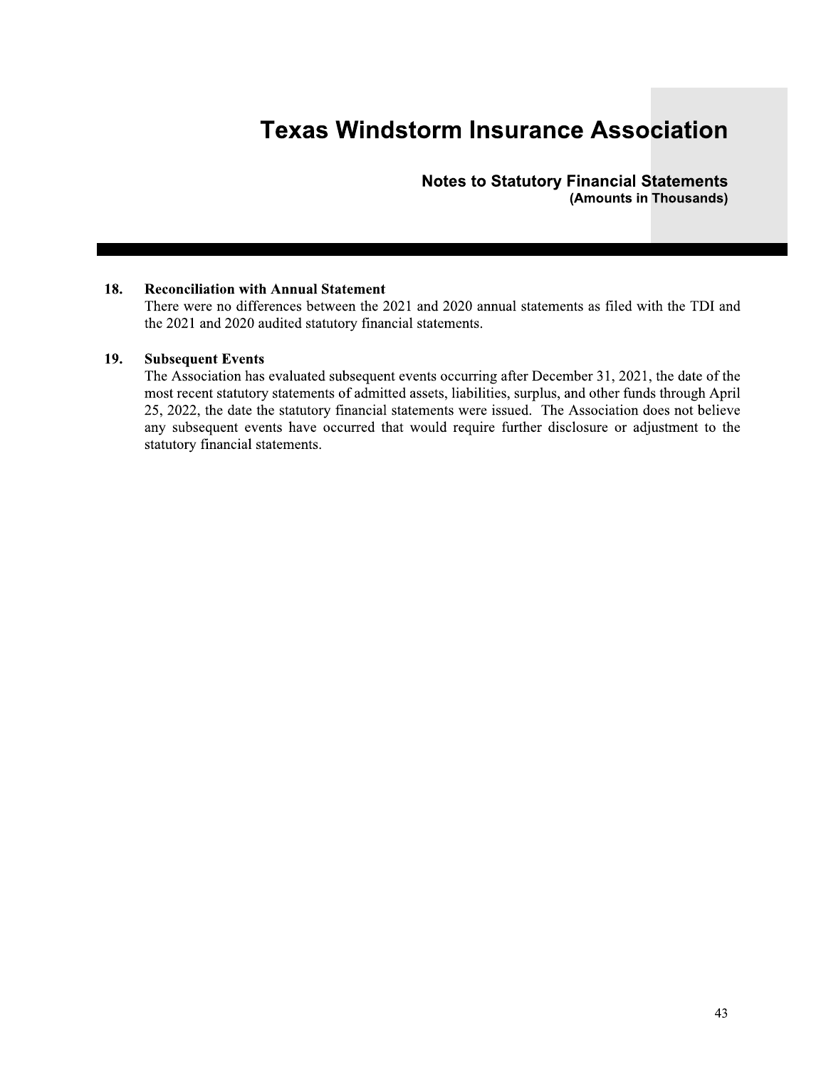## 18. Reconciliation with Annual Statement

There were no differences between the 2021 and 2020 annual statements as filed with the TDI and the 2021 and 2020 audited statutory financial statements.

## 19. Subsequent Events

The Association has evaluated subsequent events occurring after December 31, 2021, the date of the most recent statutory statements of admitted assets, liabilities, surplus, and other funds through April 25, 2022, the date the statutory financial statements were issued. The Association does not believe any subsequent events have occurred that would require further disclosure or adjustment to the statutory financial statements.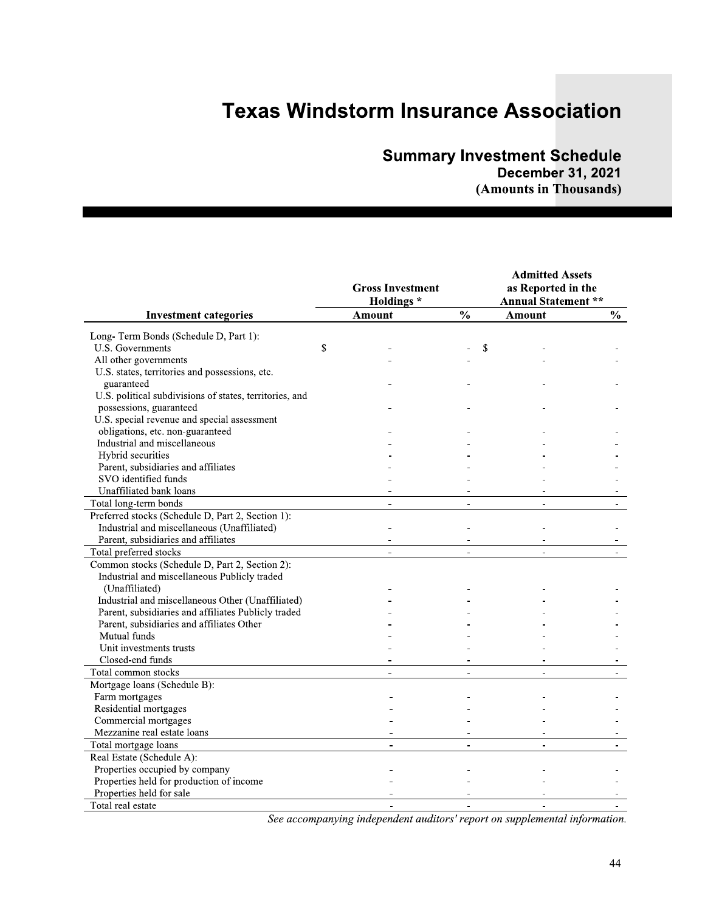# Texas Windstorm Insurance Association

## Summary Investment Schedule

### December 31, 2021

### (Amounts in Thousands)

| Investment categories | Gross Investment Holdings * | | Admitted Assets as Reported in the Annual Statement ** | |
|---|---|---|---|---|
| | Amount | % | Amount | % |
| Long- Term Bonds (Schedule D, Part 1): | | | | |
| U.S. Governments | $ - | - | $ - | - |
| All other governments | - | - | - | - |
| U.S. states, territories and possessions, etc. guaranteed | - | - | - | - |
| U.S. political subdivisions of states, territories, and possessions, guaranteed | - | - | - | - |
| U.S. special revenue and special assessment obligations, etc. non-guaranteed | - | - | - | - |
| Industrial and miscellaneous | - | - | - | - |
| Hybrid securities | - | - | - | - |
| Parent, subsidiaries and affiliates | - | - | - | - |
| SVO identified funds | - | - | - | - |
| Unaffiliated bank loans | - | - | - | - |
| Total long-term bonds | - | - | - | - |
| Preferred stocks (Schedule D, Part 2, Section 1): | | | | |
| Industrial and miscellaneous (Unaffiliated) | - | - | - | - |
| Parent, subsidiaries and affiliates | - | - | - | - |
| Total preferred stocks | - | - | - | - |
| Common stocks (Schedule D, Part 2, Section 2): | | | | |
| Industrial and miscellaneous Publicly traded (Unaffiliated) | - | - | - | - |
| Industrial and miscellaneous Other (Unaffiliated) | - | - | - | - |
| Parent, subsidiaries and affiliates Publicly traded | - | - | - | - |
| Parent, subsidiaries and affiliates Other | - | - | - | - |
| Mutual funds | - | - | - | - |
| Unit investments trusts | - | - | - | - |
| Closed-end funds | - | - | - | - |
| Total common stocks | - | - | - | - |
| Mortgage loans (Schedule B): | | | | |
| Farm mortgages | - | - | - | - |
| Residential mortgages | - | - | - | - |
| Commercial mortgages | - | - | - | - |
| Mezzanine real estate loans | - | - | - | - |
| Total mortgage loans | - | - | - | - |
| Real Estate (Schedule A): | | | | |
| Properties occupied by company | - | - | - | - |
| Properties held for production of income | - | - | - | - |
| Properties held for sale | - | - | - | - |
| Total real estate | - | - | - | - |

*See accompanying independent auditors' report on supplemental information.*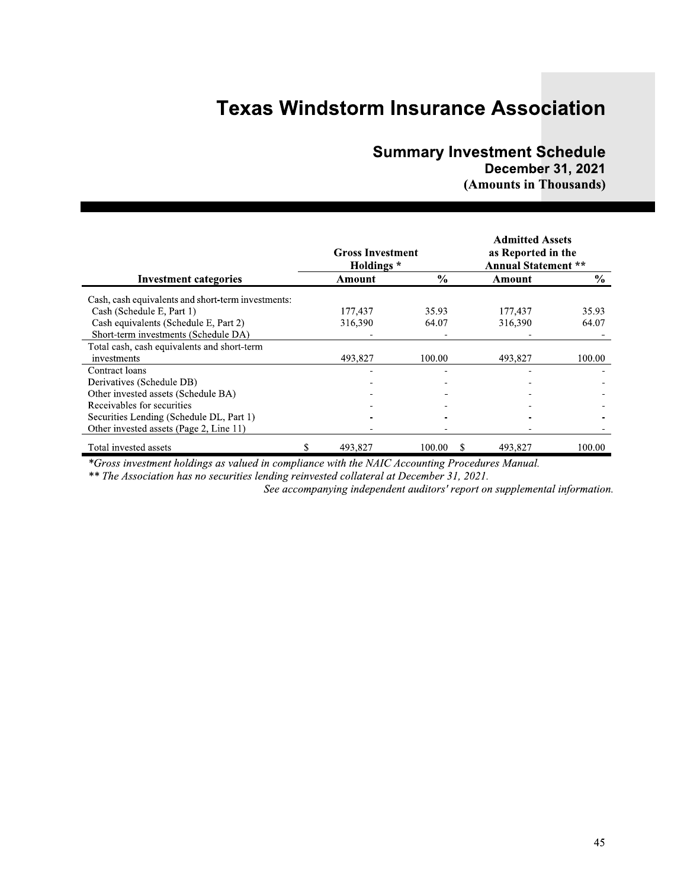# Texas Windstorm Insurance Association

## Summary Investment Schedule

### December 31, 2021

### (Amounts in Thousands)

| Investment categories | Gross Investment Holdings * | | Admitted Assets as Reported in the Annual Statement ** | |
|---|---|---|---|---|
| | Amount | % | Amount | % |
| Cash, cash equivalents and short-term investments: | | | | |
| Cash (Schedule E, Part 1) | 177,437 | 35.93 | 177,437 | 35.93 |
| Cash equivalents (Schedule E, Part 2) | 316,390 | 64.07 | 316,390 | 64.07 |
| Short-term investments (Schedule DA) | - | - | - | - |
| Total cash, cash equivalents and short-term investments | 493,827 | 100.00 | 493,827 | 100.00 |
| Contract loans | - | - | - | - |
| Derivatives (Schedule DB) | - | - | - | - |
| Other invested assets (Schedule BA) | - | - | - | - |
| Receivables for securities | - | - | - | - |
| Securities Lending (Schedule DL, Part 1) | - | - | - | - |
| Other invested assets (Page 2, Line 11) | - | - | - | - |
| Total invested assets | $ 493,827 | 100.00 | $ 493,827 | 100.00 |

*\*Gross investment holdings as valued in compliance with the NAIC Accounting Procedures Manual.*

*\*\* The Association has no securities lending reinvested collateral at December 31, 2021.*

*See accompanying independent auditors' report on supplemental information.*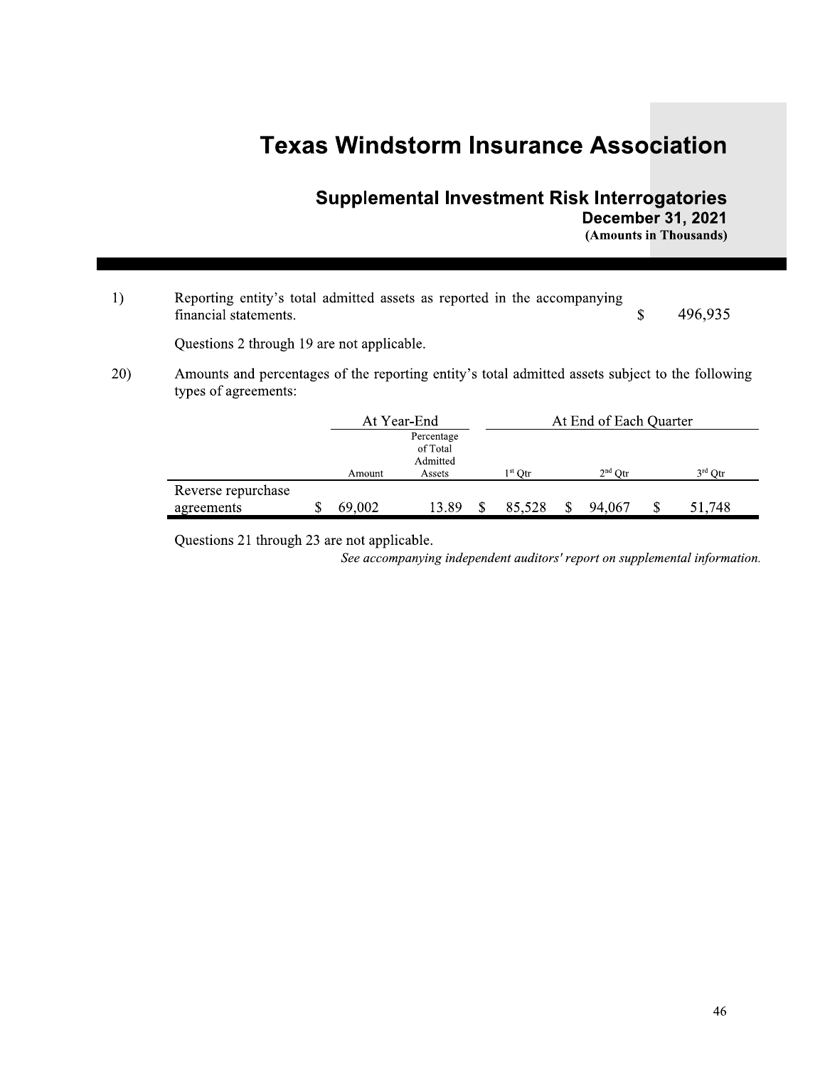# Texas Windstorm Insurance Association

## Supplemental Investment Risk Interrogatories

**December 31, 2021**

**(Amounts in Thousands)**

1) Reporting entity's total admitted assets as reported in the accompanying financial statements. $ 496,935

Questions 2 through 19 are not applicable.

20) Amounts and percentages of the reporting entity's total admitted assets subject to the following types of agreements:

| | At Year-End | | At End of Each Quarter | | |
|---|---|---|---|---|---|
| | Amount | Percentage of Total Admitted Assets | 1st Qtr | 2nd Qtr | 3rd Qtr |
| Reverse repurchase agreements | $ 69,002 | 13.89 | $ 85,528 | $ 94,067 | $ 51,748 |

Questions 21 through 23 are not applicable.

*See accompanying independent auditors' report on supplemental information.*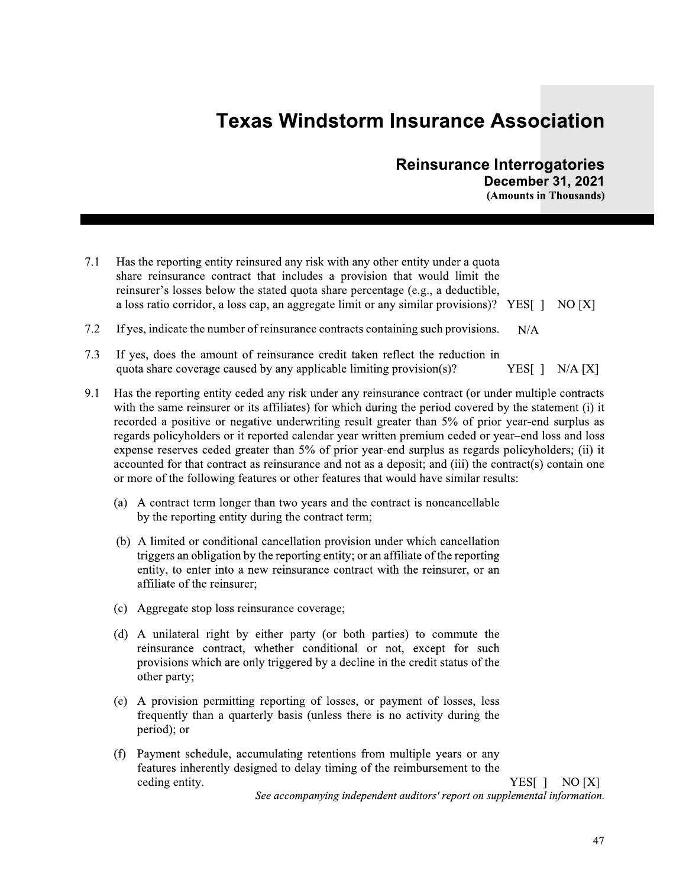# Texas Windstorm Insurance Association

## Reinsurance Interrogatories

### December 31, 2021

**(Amounts in Thousands)**

7.1 Has the reporting entity reinsured any risk with any other entity under a quota share reinsurance contract that includes a provision that would limit the reinsurer's losses below the stated quota share percentage (e.g., a deductible, a loss ratio corridor, a loss cap, an aggregate limit or any similar provisions)? YES[ ] NO [X]

7.2 If yes, indicate the number of reinsurance contracts containing such provisions. N/A

7.3 If yes, does the amount of reinsurance credit taken reflect the reduction in quota share coverage caused by any applicable limiting provision(s)? YES[ ] N/A [X]

9.1 Has the reporting entity ceded any risk under any reinsurance contract (or under multiple contracts with the same reinsurer or its affiliates) for which during the period covered by the statement (i) it recorded a positive or negative underwriting result greater than 5% of prior year-end surplus as regards policyholders or it reported calendar year written premium ceded or year–end loss and loss expense reserves ceded greater than 5% of prior year-end surplus as regards policyholders; (ii) it accounted for that contract as reinsurance and not as a deposit; and (iii) the contract(s) contain one or more of the following features or other features that would have similar results:

(a) A contract term longer than two years and the contract is noncancellable by the reporting entity during the contract term;

(b) A limited or conditional cancellation provision under which cancellation triggers an obligation by the reporting entity; or an affiliate of the reporting entity, to enter into a new reinsurance contract with the reinsurer, or an affiliate of the reinsurer;

(c) Aggregate stop loss reinsurance coverage;

(d) A unilateral right by either party (or both parties) to commute the reinsurance contract, whether conditional or not, except for such provisions which are only triggered by a decline in the credit status of the other party;

(e) A provision permitting reporting of losses, or payment of losses, less frequently than a quarterly basis (unless there is no activity during the period); or

(f) Payment schedule, accumulating retentions from multiple years or any features inherently designed to delay timing of the reimbursement to the ceding entity. YES[ ] NO [X]

*See accompanying independent auditors' report on supplemental information.*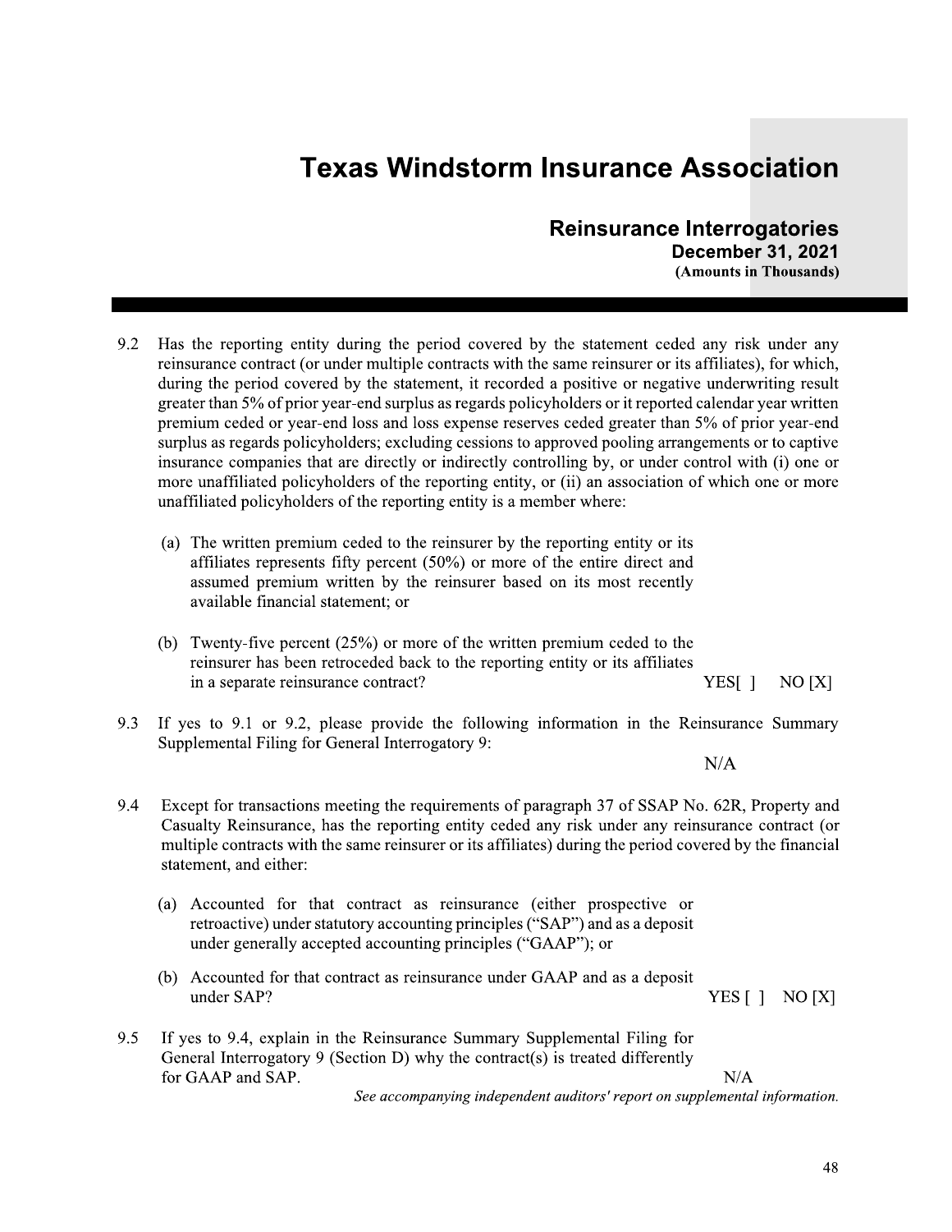# Texas Windstorm Insurance Association

## Reinsurance Interrogatories

**December 31, 2021**

**(Amounts in Thousands)**

9.2 Has the reporting entity during the period covered by the statement ceded any risk under any reinsurance contract (or under multiple contracts with the same reinsurer or its affiliates), for which, during the period covered by the statement, it recorded a positive or negative underwriting result greater than 5% of prior year-end surplus as regards policyholders or it reported calendar year written premium ceded or year-end loss and loss expense reserves ceded greater than 5% of prior year-end surplus as regards policyholders; excluding cessions to approved pooling arrangements or to captive insurance companies that are directly or indirectly controlling by, or under control with (i) one or more unaffiliated policyholders of the reporting entity, or (ii) an association of which one or more unaffiliated policyholders of the reporting entity is a member where:

(a) The written premium ceded to the reinsurer by the reporting entity or its affiliates represents fifty percent (50%) or more of the entire direct and assumed premium written by the reinsurer based on its most recently available financial statement; or

(b) Twenty-five percent (25%) or more of the written premium ceded to the reinsurer has been retroceded back to the reporting entity or its affiliates in a separate reinsurance contract? YES[ ] NO [X]

9.3 If yes to 9.1 or 9.2, please provide the following information in the Reinsurance Summary Supplemental Filing for General Interrogatory 9: N/A

9.4 Except for transactions meeting the requirements of paragraph 37 of SSAP No. 62R, Property and Casualty Reinsurance, has the reporting entity ceded any risk under any reinsurance contract (or multiple contracts with the same reinsurer or its affiliates) during the period covered by the financial statement, and either:

(a) Accounted for that contract as reinsurance (either prospective or retroactive) under statutory accounting principles ("SAP") and as a deposit under generally accepted accounting principles ("GAAP"); or

(b) Accounted for that contract as reinsurance under GAAP and as a deposit under SAP? YES [ ] NO [X]

9.5 If yes to 9.4, explain in the Reinsurance Summary Supplemental Filing for General Interrogatory 9 (Section D) why the contract(s) is treated differently for GAAP and SAP. N/A

*See accompanying independent auditors' report on supplemental information.*